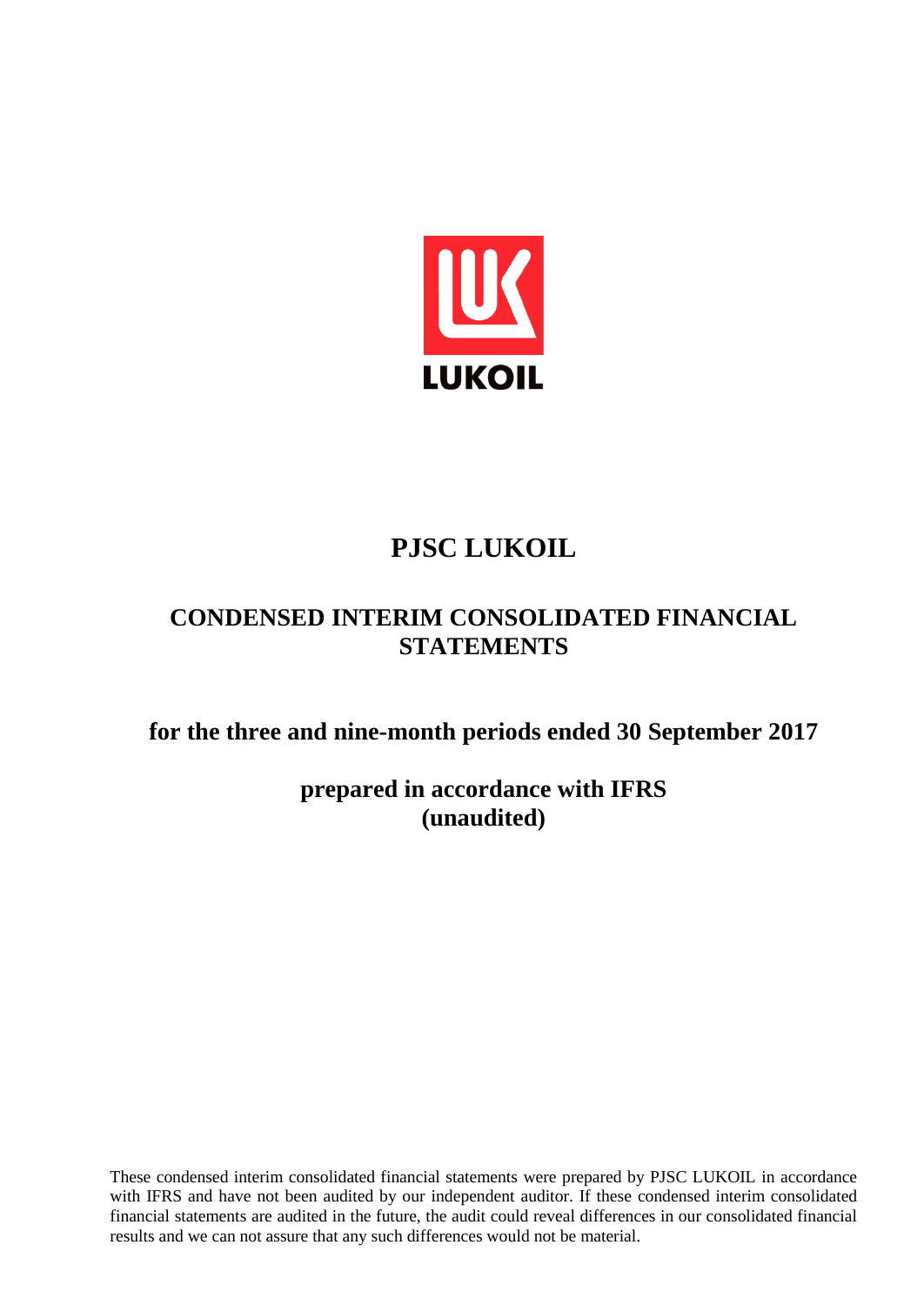LUKOIL

# PJSC LUKOIL

## CONDENSED INTERIM CONSOLIDATED FINANCIAL STATEMENTS

### for the three and nine-month periods ended 30 September 2017

### prepared in accordance with IFRS (unaudited)

These condensed interim consolidated financial statements were prepared by PJSC LUKOIL in accordance with IFRS and have not been audited by our independent auditor. If these condensed interim consolidated financial statements are audited in the future, the audit could reveal differences in our consolidated financial results and we can not assure that any such differences would not be material.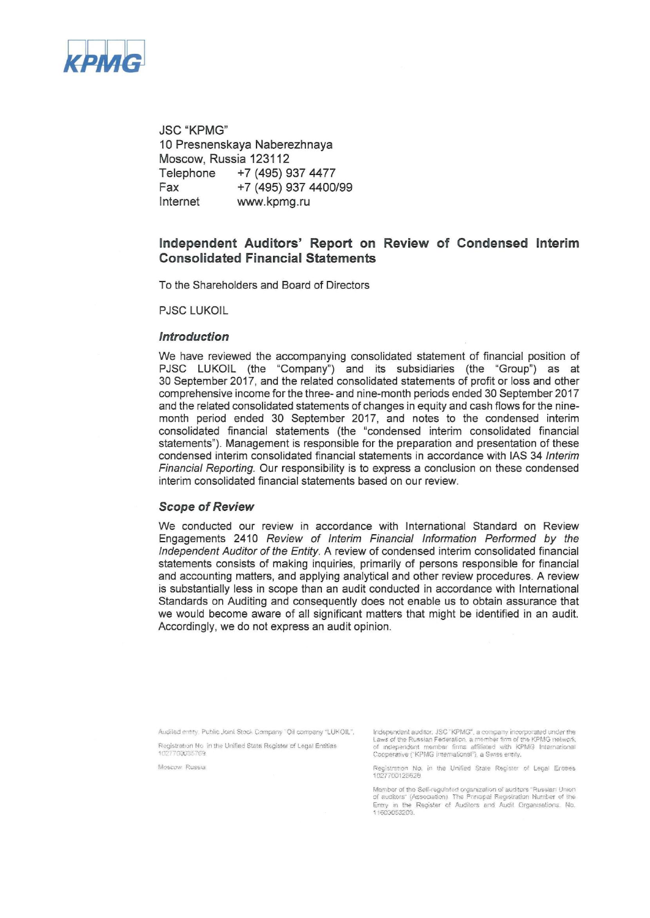JSC "KPMG"
10 Presnenskaya Naberezhnaya
Moscow, Russia 123112
Telephone +7 (495) 937 4477
Fax +7 (495) 937 4400/99
Internet www.kpmg.ru

## Independent Auditors' Report on Review of Condensed Interim Consolidated Financial Statements

To the Shareholders and Board of Directors

PJSC LUKOIL

### *Introduction*

We have reviewed the accompanying consolidated statement of financial position of PJSC LUKOIL (the "Company") and its subsidiaries (the "Group") as at 30 September 2017, and the related consolidated statements of profit or loss and other comprehensive income for the three- and nine-month periods ended 30 September 2017 and the related consolidated statements of changes in equity and cash flows for the nine-month period ended 30 September 2017, and notes to the condensed interim consolidated financial statements (the "condensed interim consolidated financial statements"). Management is responsible for the preparation and presentation of these condensed interim consolidated financial statements in accordance with IAS 34 *Interim Financial Reporting*. Our responsibility is to express a conclusion on these condensed interim consolidated financial statements based on our review.

### *Scope of Review*

We conducted our review in accordance with International Standard on Review Engagements 2410 *Review of Interim Financial Information Performed by the Independent Auditor of the Entity*. A review of condensed interim consolidated financial statements consists of making inquiries, primarily of persons responsible for financial and accounting matters, and applying analytical and other review procedures. A review is substantially less in scope than an audit conducted in accordance with International Standards on Auditing and consequently does not enable us to obtain assurance that we would become aware of all significant matters that might be identified in an audit. Accordingly, we do not express an audit opinion.

Audited entity: Public Joint Stock Company "Oil company "LUKOIL".

Registration No. in the Unified State Register of Legal Entities 1027700035769.

Moscow, Russia

Independent auditor: JSC "KPMG", a company incorporated under the Laws of the Russian Federation, a member firm of the KPMG network of independent member firms affiliated with KPMG International Cooperative ("KPMG International"), a Swiss entity.

Registration No. in the Unified State Register of Legal Entities 1027700125628

Member of the Self-regulated organization of auditors "Russian Union of auditors" (Association). The Principal Registration Number of the Entry in the Register of Auditors and Audit Organisations: No. 11603053203.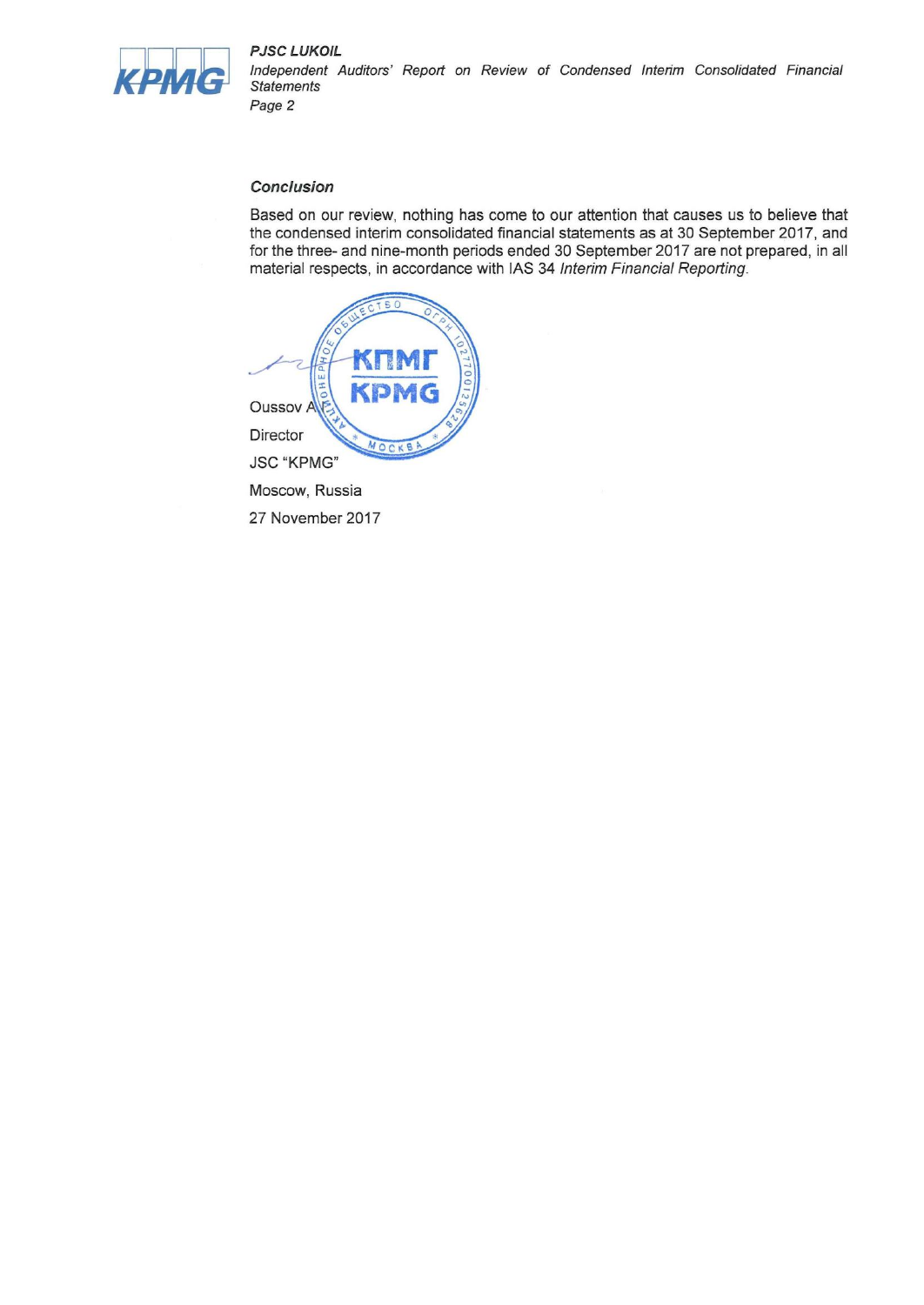### *Conclusion*

Based on our review, nothing has come to our attention that causes us to believe that the condensed interim consolidated financial statements as at 30 September 2017, and for the three- and nine-month periods ended 30 September 2017 are not prepared, in all material respects, in accordance with IAS 34 *Interim Financial Reporting*.

Oussov A.V.

Director

JSC "KPMG"

Moscow, Russia

27 November 2017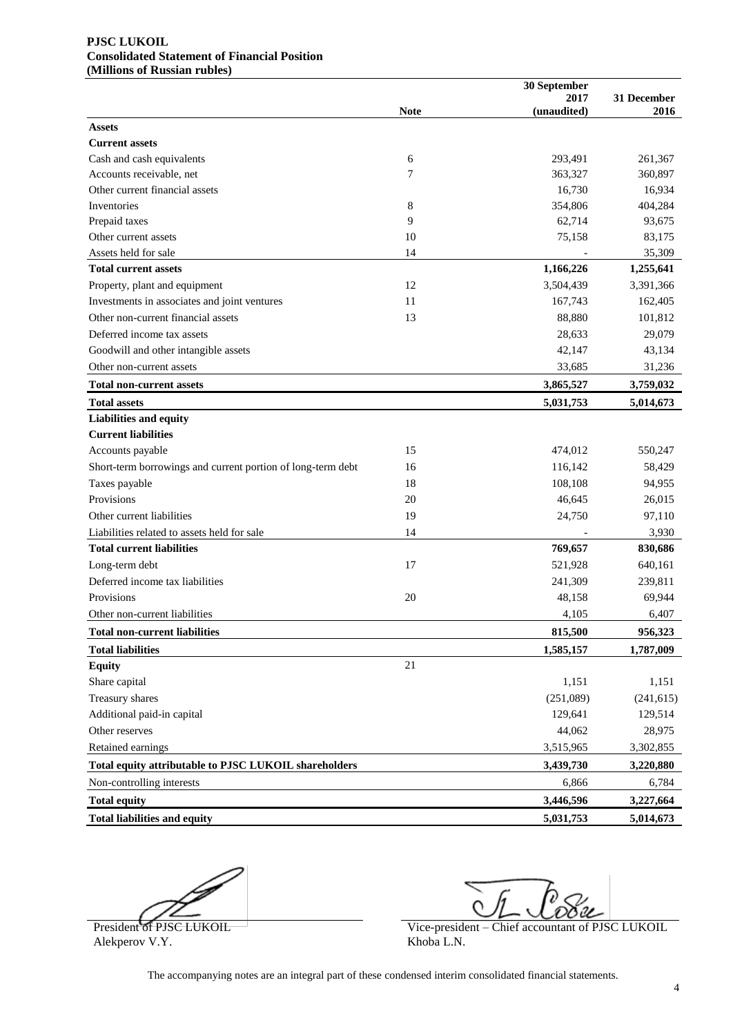**PJSC LUKOIL**
**Consolidated Statement of Financial Position**
**(Millions of Russian rubles)**

| | Note | 30 September 2017 (unaudited) | 31 December 2016 |
|---|---|---|---|
| **Assets** | | | |
| **Current assets** | | | |
| Cash and cash equivalents | 6 | 293,491 | 261,367 |
| Accounts receivable, net | 7 | 363,327 | 360,897 |
| Other current financial assets | | 16,730 | 16,934 |
| Inventories | 8 | 354,806 | 404,284 |
| Prepaid taxes | 9 | 62,714 | 93,675 |
| Other current assets | 10 | 75,158 | 83,175 |
| Assets held for sale | 14 | - | 35,309 |
| **Total current assets** | | **1,166,226** | **1,255,641** |
| Property, plant and equipment | 12 | 3,504,439 | 3,391,366 |
| Investments in associates and joint ventures | 11 | 167,743 | 162,405 |
| Other non-current financial assets | 13 | 88,880 | 101,812 |
| Deferred income tax assets | | 28,633 | 29,079 |
| Goodwill and other intangible assets | | 42,147 | 43,134 |
| Other non-current assets | | 33,685 | 31,236 |
| **Total non-current assets** | | **3,865,527** | **3,759,032** |
| **Total assets** | | **5,031,753** | **5,014,673** |
| **Liabilities and equity** | | | |
| **Current liabilities** | | | |
| Accounts payable | 15 | 474,012 | 550,247 |
| Short-term borrowings and current portion of long-term debt | 16 | 116,142 | 58,429 |
| Taxes payable | 18 | 108,108 | 94,955 |
| Provisions | 20 | 46,645 | 26,015 |
| Other current liabilities | 19 | 24,750 | 97,110 |
| Liabilities related to assets held for sale | 14 | - | 3,930 |
| **Total current liabilities** | | **769,657** | **830,686** |
| Long-term debt | 17 | 521,928 | 640,161 |
| Deferred income tax liabilities | | 241,309 | 239,811 |
| Provisions | 20 | 48,158 | 69,944 |
| Other non-current liabilities | | 4,105 | 6,407 |
| **Total non-current liabilities** | | **815,500** | **956,323** |
| **Total liabilities** | | **1,585,157** | **1,787,009** |
| **Equity** | 21 | | |
| Share capital | | 1,151 | 1,151 |
| Treasury shares | | (251,089) | (241,615) |
| Additional paid-in capital | | 129,641 | 129,514 |
| Other reserves | | 44,062 | 28,975 |
| Retained earnings | | 3,515,965 | 3,302,855 |
| **Total equity attributable to PJSC LUKOIL shareholders** | | **3,439,730** | **3,220,880** |
| Non-controlling interests | | 6,866 | 6,784 |
| **Total equity** | | **3,446,596** | **3,227,664** |
| **Total liabilities and equity** | | **5,031,753** | **5,014,673** |

President of PJSC LUKOIL
Alekperov V.Y.

Vice-president – Chief accountant of PJSC LUKOIL
Khoba L.N.

The accompanying notes are an integral part of these condensed interim consolidated financial statements.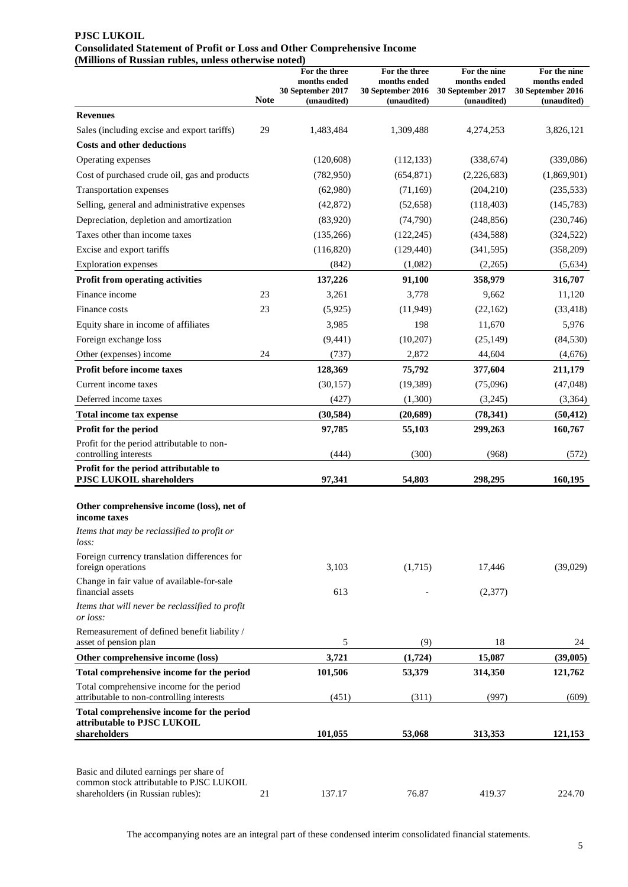**PJSC LUKOIL**
**Consolidated Statement of Profit or Loss and Other Comprehensive Income**
**(Millions of Russian rubles, unless otherwise noted)**

| | Note | For the three months ended 30 September 2017 (unaudited) | For the three months ended 30 September 2016 (unaudited) | For the nine months ended 30 September 2017 (unaudited) | For the nine months ended 30 September 2016 (unaudited) |
|---|---|---|---|---|---|
| **Revenues** | | | | | |
| Sales (including excise and export tariffs) | 29 | 1,483,484 | 1,309,488 | 4,274,253 | 3,826,121 |
| **Costs and other deductions** | | | | | |
| Operating expenses | | (120,608) | (112,133) | (338,674) | (339,086) |
| Cost of purchased crude oil, gas and products | | (782,950) | (654,871) | (2,226,683) | (1,869,901) |
| Transportation expenses | | (62,980) | (71,169) | (204,210) | (235,533) |
| Selling, general and administrative expenses | | (42,872) | (52,658) | (118,403) | (145,783) |
| Depreciation, depletion and amortization | | (83,920) | (74,790) | (248,856) | (230,746) |
| Taxes other than income taxes | | (135,266) | (122,245) | (434,588) | (324,522) |
| Excise and export tariffs | | (116,820) | (129,440) | (341,595) | (358,209) |
| Exploration expenses | | (842) | (1,082) | (2,265) | (5,634) |
| **Profit from operating activities** | | **137,226** | **91,100** | **358,979** | **316,707** |
| Finance income | 23 | 3,261 | 3,778 | 9,662 | 11,120 |
| Finance costs | 23 | (5,925) | (11,949) | (22,162) | (33,418) |
| Equity share in income of affiliates | | 3,985 | 198 | 11,670 | 5,976 |
| Foreign exchange loss | | (9,441) | (10,207) | (25,149) | (84,530) |
| Other (expenses) income | 24 | (737) | 2,872 | 44,604 | (4,676) |
| **Profit before income taxes** | | **128,369** | **75,792** | **377,604** | **211,179** |
| Current income taxes | | (30,157) | (19,389) | (75,096) | (47,048) |
| Deferred income taxes | | (427) | (1,300) | (3,245) | (3,364) |
| **Total income tax expense** | | **(30,584)** | **(20,689)** | **(78,341)** | **(50,412)** |
| **Profit for the period** | | **97,785** | **55,103** | **299,263** | **160,767** |
| Profit for the period attributable to non-controlling interests | | (444) | (300) | (968) | (572) |
| **Profit for the period attributable to PJSC LUKOIL shareholders** | | **97,341** | **54,803** | **298,295** | **160,195** |
| **Other comprehensive income (loss), net of income taxes** | | | | | |
| *Items that may be reclassified to profit or loss:* | | | | | |
| Foreign currency translation differences for foreign operations | | 3,103 | (1,715) | 17,446 | (39,029) |
| Change in fair value of available-for-sale financial assets | | 613 | - | (2,377) | |
| *Items that will never be reclassified to profit or loss:* | | | | | |
| Remeasurement of defined benefit liability / asset of pension plan | | 5 | (9) | 18 | 24 |
| **Other comprehensive income (loss)** | | **3,721** | **(1,724)** | **15,087** | **(39,005)** |
| **Total comprehensive income for the period** | | **101,506** | **53,379** | **314,350** | **121,762** |
| Total comprehensive income for the period attributable to non-controlling interests | | (451) | (311) | (997) | (609) |
| **Total comprehensive income for the period attributable to PJSC LUKOIL shareholders** | | **101,055** | **53,068** | **313,353** | **121,153** |
| Basic and diluted earnings per share of common stock attributable to PJSC LUKOIL shareholders (in Russian rubles): | 21 | 137.17 | 76.87 | 419.37 | 224.70 |

The accompanying notes are an integral part of these condensed interim consolidated financial statements.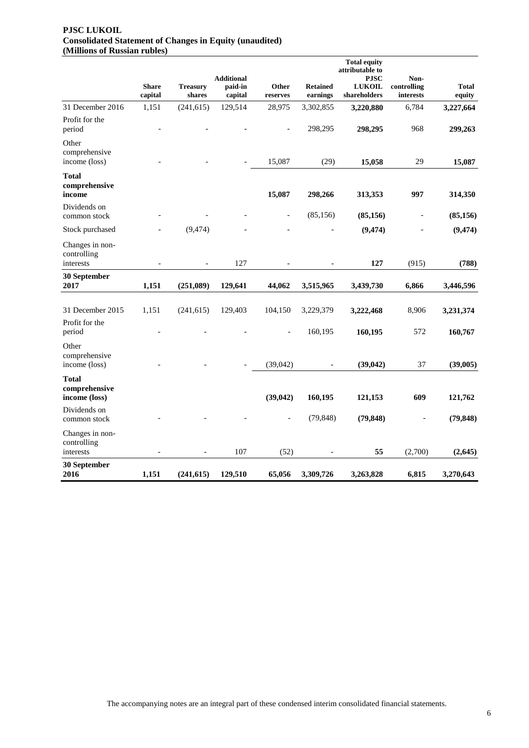**PJSC LUKOIL**
**Consolidated Statement of Changes in Equity (unaudited)**
**(Millions of Russian rubles)**

| | Share capital | Treasury shares | Additional paid-in capital | Other reserves | Retained earnings | Total equity attributable to PJSC LUKOIL shareholders | Non-controlling interests | Total equity |
|---|---|---|---|---|---|---|---|---|
| 31 December 2016 | 1,151 | (241,615) | 129,514 | 28,975 | 3,302,855 | **3,220,880** | 6,784 | **3,227,664** |
| Profit for the period | - | - | - | - | 298,295 | **298,295** | 968 | **299,263** |
| Other comprehensive income (loss) | - | - | - | 15,087 | (29) | **15,058** | 29 | **15,087** |
| **Total comprehensive income** | | | | **15,087** | **298,266** | **313,353** | **997** | **314,350** |
| Dividends on common stock | - | - | - | - | (85,156) | **(85,156)** | - | **(85,156)** |
| Stock purchased | - | (9,474) | - | - | - | **(9,474)** | - | **(9,474)** |
| Changes in non-controlling interests | - | - | 127 | - | - | **127** | (915) | **(788)** |
| **30 September 2017** | **1,151** | **(251,089)** | **129,641** | **44,062** | **3,515,965** | **3,439,730** | **6,866** | **3,446,596** |
| | | | | | | | | |
| 31 December 2015 | 1,151 | (241,615) | 129,403 | 104,150 | 3,229,379 | **3,222,468** | 8,906 | **3,231,374** |
| Profit for the period | - | - | - | - | 160,195 | **160,195** | 572 | **160,767** |
| Other comprehensive income (loss) | - | - | - | (39,042) | - | **(39,042)** | 37 | **(39,005)** |
| **Total comprehensive income (loss)** | | | | **(39,042)** | **160,195** | **121,153** | **609** | **121,762** |
| Dividends on common stock | - | - | - | - | (79,848) | **(79,848)** | - | **(79,848)** |
| Changes in non-controlling interests | - | - | 107 | (52) | - | **55** | (2,700) | **(2,645)** |
| **30 September 2016** | **1,151** | **(241,615)** | **129,510** | **65,056** | **3,309,726** | **3,263,828** | **6,815** | **3,270,643** |

The accompanying notes are an integral part of these condensed interim consolidated financial statements.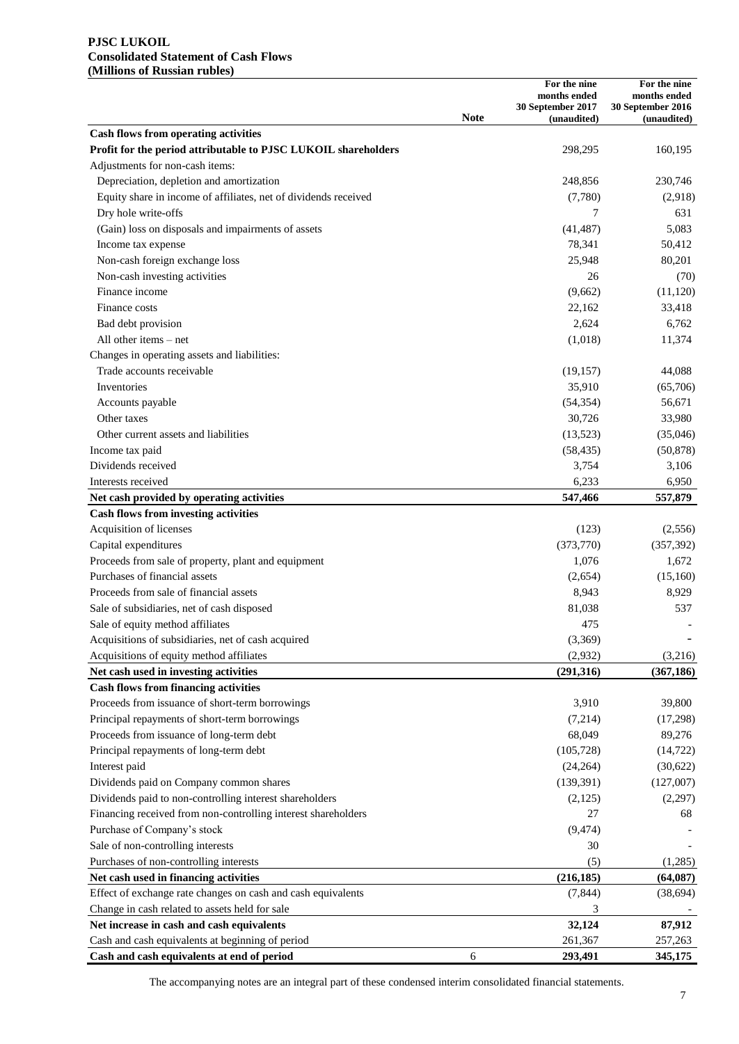**PJSC LUKOIL**
**Consolidated Statement of Cash Flows**
**(Millions of Russian rubles)**

| | Note | For the nine months ended 30 September 2017 (unaudited) | For the nine months ended 30 September 2016 (unaudited) |
|---|---|---|---|
| **Cash flows from operating activities** | | | |
| **Profit for the period attributable to PJSC LUKOIL shareholders** | | 298,295 | 160,195 |
| Adjustments for non-cash items: | | | |
| Depreciation, depletion and amortization | | 248,856 | 230,746 |
| Equity share in income of affiliates, net of dividends received | | (7,780) | (2,918) |
| Dry hole write-offs | | 7 | 631 |
| (Gain) loss on disposals and impairments of assets | | (41,487) | 5,083 |
| Income tax expense | | 78,341 | 50,412 |
| Non-cash foreign exchange loss | | 25,948 | 80,201 |
| Non-cash investing activities | | 26 | (70) |
| Finance income | | (9,662) | (11,120) |
| Finance costs | | 22,162 | 33,418 |
| Bad debt provision | | 2,624 | 6,762 |
| All other items – net | | (1,018) | 11,374 |
| Changes in operating assets and liabilities: | | | |
| Trade accounts receivable | | (19,157) | 44,088 |
| Inventories | | 35,910 | (65,706) |
| Accounts payable | | (54,354) | 56,671 |
| Other taxes | | 30,726 | 33,980 |
| Other current assets and liabilities | | (13,523) | (35,046) |
| Income tax paid | | (58,435) | (50,878) |
| Dividends received | | 3,754 | 3,106 |
| Interests received | | 6,233 | 6,950 |
| **Net cash provided by operating activities** | | **547,466** | **557,879** |
| **Cash flows from investing activities** | | | |
| Acquisition of licenses | | (123) | (2,556) |
| Capital expenditures | | (373,770) | (357,392) |
| Proceeds from sale of property, plant and equipment | | 1,076 | 1,672 |
| Purchases of financial assets | | (2,654) | (15,160) |
| Proceeds from sale of financial assets | | 8,943 | 8,929 |
| Sale of subsidiaries, net of cash disposed | | 81,038 | 537 |
| Sale of equity method affiliates | | 475 | - |
| Acquisitions of subsidiaries, net of cash acquired | | (3,369) | - |
| Acquisitions of equity method affiliates | | (2,932) | (3,216) |
| **Net cash used in investing activities** | | **(291,316)** | **(367,186)** |
| **Cash flows from financing activities** | | | |
| Proceeds from issuance of short-term borrowings | | 3,910 | 39,800 |
| Principal repayments of short-term borrowings | | (7,214) | (17,298) |
| Proceeds from issuance of long-term debt | | 68,049 | 89,276 |
| Principal repayments of long-term debt | | (105,728) | (14,722) |
| Interest paid | | (24,264) | (30,622) |
| Dividends paid on Company common shares | | (139,391) | (127,007) |
| Dividends paid to non-controlling interest shareholders | | (2,125) | (2,297) |
| Financing received from non-controlling interest shareholders | | 27 | 68 |
| Purchase of Company's stock | | (9,474) | - |
| Sale of non-controlling interests | | 30 | - |
| Purchases of non-controlling interests | | (5) | (1,285) |
| **Net cash used in financing activities** | | **(216,185)** | **(64,087)** |
| Effect of exchange rate changes on cash and cash equivalents | | (7,844) | (38,694) |
| Change in cash related to assets held for sale | | 3 | - |
| **Net increase in cash and cash equivalents** | | **32,124** | **87,912** |
| Cash and cash equivalents at beginning of period | | 261,367 | 257,263 |
| **Cash and cash equivalents at end of period** | 6 | **293,491** | **345,175** |

The accompanying notes are an integral part of these condensed interim consolidated financial statements.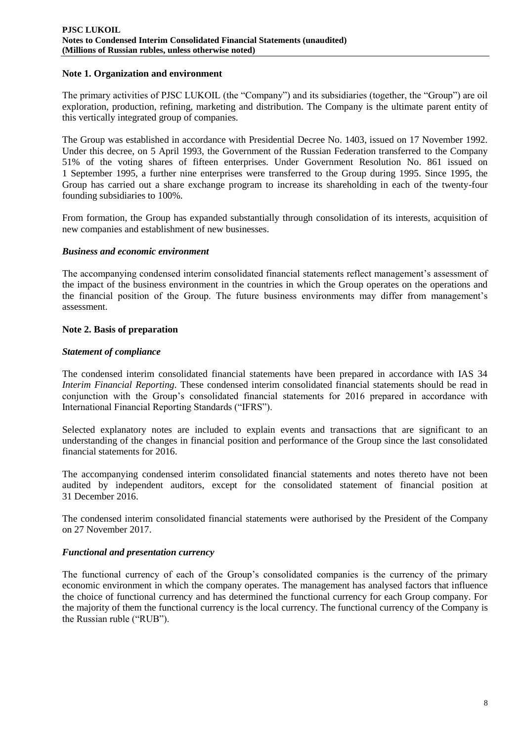### Note 1. Organization and environment

The primary activities of PJSC LUKOIL (the "Company") and its subsidiaries (together, the "Group") are oil exploration, production, refining, marketing and distribution. The Company is the ultimate parent entity of this vertically integrated group of companies.

The Group was established in accordance with Presidential Decree No. 1403, issued on 17 November 1992. Under this decree, on 5 April 1993, the Government of the Russian Federation transferred to the Company 51% of the voting shares of fifteen enterprises. Under Government Resolution No. 861 issued on 1 September 1995, a further nine enterprises were transferred to the Group during 1995. Since 1995, the Group has carried out a share exchange program to increase its shareholding in each of the twenty-four founding subsidiaries to 100%.

From formation, the Group has expanded substantially through consolidation of its interests, acquisition of new companies and establishment of new businesses.

#### *Business and economic environment*

The accompanying condensed interim consolidated financial statements reflect management's assessment of the impact of the business environment in the countries in which the Group operates on the operations and the financial position of the Group. The future business environments may differ from management's assessment.

### Note 2. Basis of preparation

#### *Statement of compliance*

The condensed interim consolidated financial statements have been prepared in accordance with IAS 34 *Interim Financial Reporting*. These condensed interim consolidated financial statements should be read in conjunction with the Group's consolidated financial statements for 2016 prepared in accordance with International Financial Reporting Standards ("IFRS").

Selected explanatory notes are included to explain events and transactions that are significant to an understanding of the changes in financial position and performance of the Group since the last consolidated financial statements for 2016.

The accompanying condensed interim consolidated financial statements and notes thereto have not been audited by independent auditors, except for the consolidated statement of financial position at 31 December 2016.

The condensed interim consolidated financial statements were authorised by the President of the Company on 27 November 2017.

#### *Functional and presentation currency*

The functional currency of each of the Group's consolidated companies is the currency of the primary economic environment in which the company operates. The management has analysed factors that influence the choice of functional currency and has determined the functional currency for each Group company. For the majority of them the functional currency is the local currency. The functional currency of the Company is the Russian ruble ("RUB").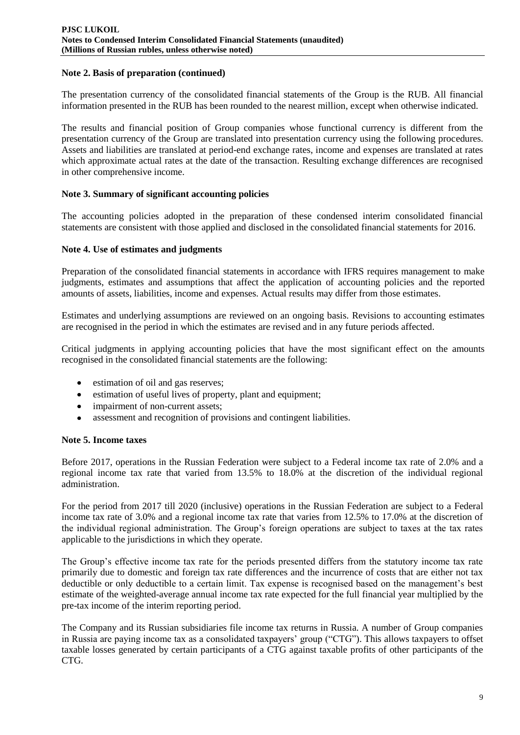## Note 2. Basis of preparation (continued)

The presentation currency of the consolidated financial statements of the Group is the RUB. All financial information presented in the RUB has been rounded to the nearest million, except when otherwise indicated.

The results and financial position of Group companies whose functional currency is different from the presentation currency of the Group are translated into presentation currency using the following procedures. Assets and liabilities are translated at period-end exchange rates, income and expenses are translated at rates which approximate actual rates at the date of the transaction. Resulting exchange differences are recognised in other comprehensive income.

## Note 3. Summary of significant accounting policies

The accounting policies adopted in the preparation of these condensed interim consolidated financial statements are consistent with those applied and disclosed in the consolidated financial statements for 2016.

## Note 4. Use of estimates and judgments

Preparation of the consolidated financial statements in accordance with IFRS requires management to make judgments, estimates and assumptions that affect the application of accounting policies and the reported amounts of assets, liabilities, income and expenses. Actual results may differ from those estimates.

Estimates and underlying assumptions are reviewed on an ongoing basis. Revisions to accounting estimates are recognised in the period in which the estimates are revised and in any future periods affected.

Critical judgments in applying accounting policies that have the most significant effect on the amounts recognised in the consolidated financial statements are the following:

- estimation of oil and gas reserves;
- estimation of useful lives of property, plant and equipment;
- impairment of non-current assets;
- assessment and recognition of provisions and contingent liabilities.

## Note 5. Income taxes

Before 2017, operations in the Russian Federation were subject to a Federal income tax rate of 2.0% and a regional income tax rate that varied from 13.5% to 18.0% at the discretion of the individual regional administration.

For the period from 2017 till 2020 (inclusive) operations in the Russian Federation are subject to a Federal income tax rate of 3.0% and a regional income tax rate that varies from 12.5% to 17.0% at the discretion of the individual regional administration. The Group's foreign operations are subject to taxes at the tax rates applicable to the jurisdictions in which they operate.

The Group's effective income tax rate for the periods presented differs from the statutory income tax rate primarily due to domestic and foreign tax rate differences and the incurrence of costs that are either not tax deductible or only deductible to a certain limit. Tax expense is recognised based on the management's best estimate of the weighted-average annual income tax rate expected for the full financial year multiplied by the pre-tax income of the interim reporting period.

The Company and its Russian subsidiaries file income tax returns in Russia. A number of Group companies in Russia are paying income tax as a consolidated taxpayers' group ("CTG"). This allows taxpayers to offset taxable losses generated by certain participants of a CTG against taxable profits of other participants of the CTG.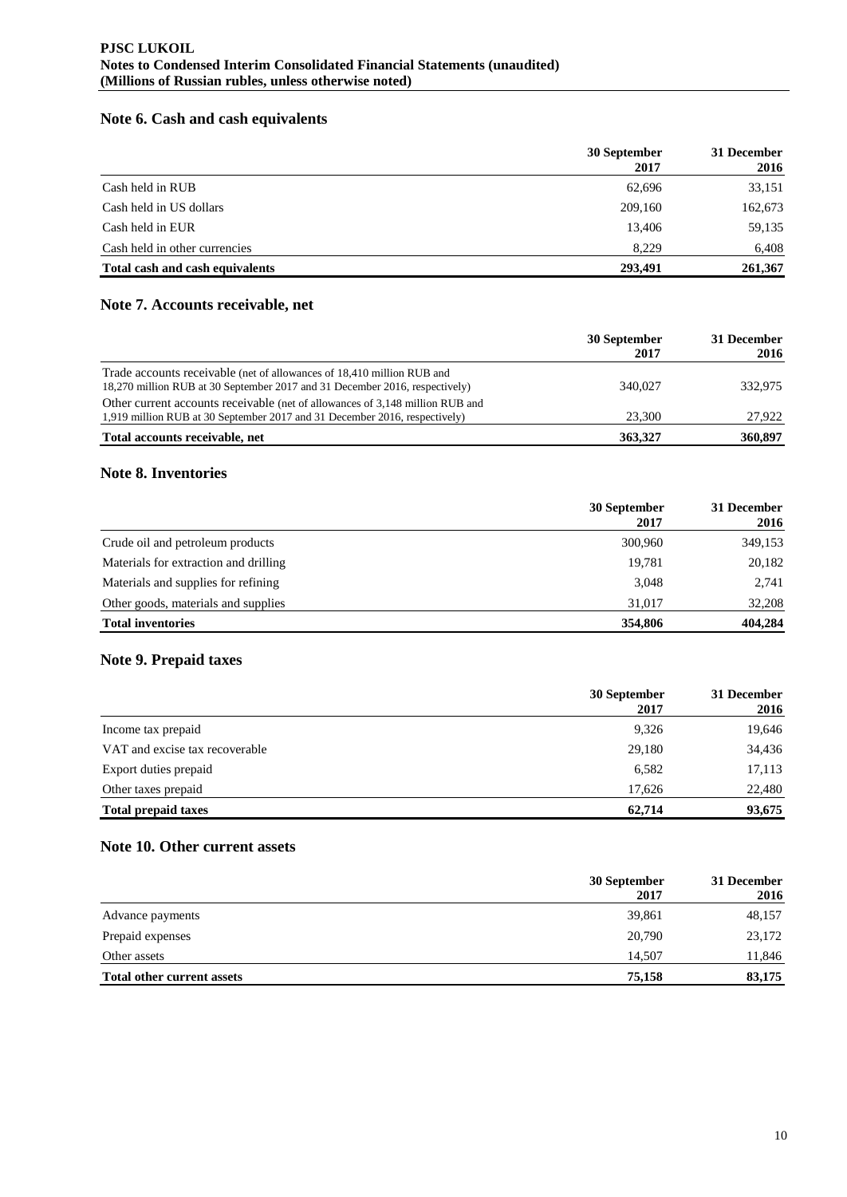## Note 6. Cash and cash equivalents

| | 30 September 2017 | 31 December 2016 |
|---|---|---|
| Cash held in RUB | 62,696 | 33,151 |
| Cash held in US dollars | 209,160 | 162,673 |
| Cash held in EUR | 13,406 | 59,135 |
| Cash held in other currencies | 8,229 | 6,408 |
| **Total cash and cash equivalents** | **293,491** | **261,367** |

## Note 7. Accounts receivable, net

| | 30 September 2017 | 31 December 2016 |
|---|---|---|
| Trade accounts receivable (net of allowances of 18,410 million RUB and 18,270 million RUB at 30 September 2017 and 31 December 2016, respectively) | 340,027 | 332,975 |
| Other current accounts receivable (net of allowances of 3,148 million RUB and 1,919 million RUB at 30 September 2017 and 31 December 2016, respectively) | 23,300 | 27,922 |
| **Total accounts receivable, net** | **363,327** | **360,897** |

## Note 8. Inventories

| | 30 September 2017 | 31 December 2016 |
|---|---|---|
| Crude oil and petroleum products | 300,960 | 349,153 |
| Materials for extraction and drilling | 19,781 | 20,182 |
| Materials and supplies for refining | 3,048 | 2,741 |
| Other goods, materials and supplies | 31,017 | 32,208 |
| **Total inventories** | **354,806** | **404,284** |

## Note 9. Prepaid taxes

| | 30 September 2017 | 31 December 2016 |
|---|---|---|
| Income tax prepaid | 9,326 | 19,646 |
| VAT and excise tax recoverable | 29,180 | 34,436 |
| Export duties prepaid | 6,582 | 17,113 |
| Other taxes prepaid | 17,626 | 22,480 |
| **Total prepaid taxes** | **62,714** | **93,675** |

## Note 10. Other current assets

| | 30 September 2017 | 31 December 2016 |
|---|---|---|
| Advance payments | 39,861 | 48,157 |
| Prepaid expenses | 20,790 | 23,172 |
| Other assets | 14,507 | 11,846 |
| **Total other current assets** | **75,158** | **83,175** |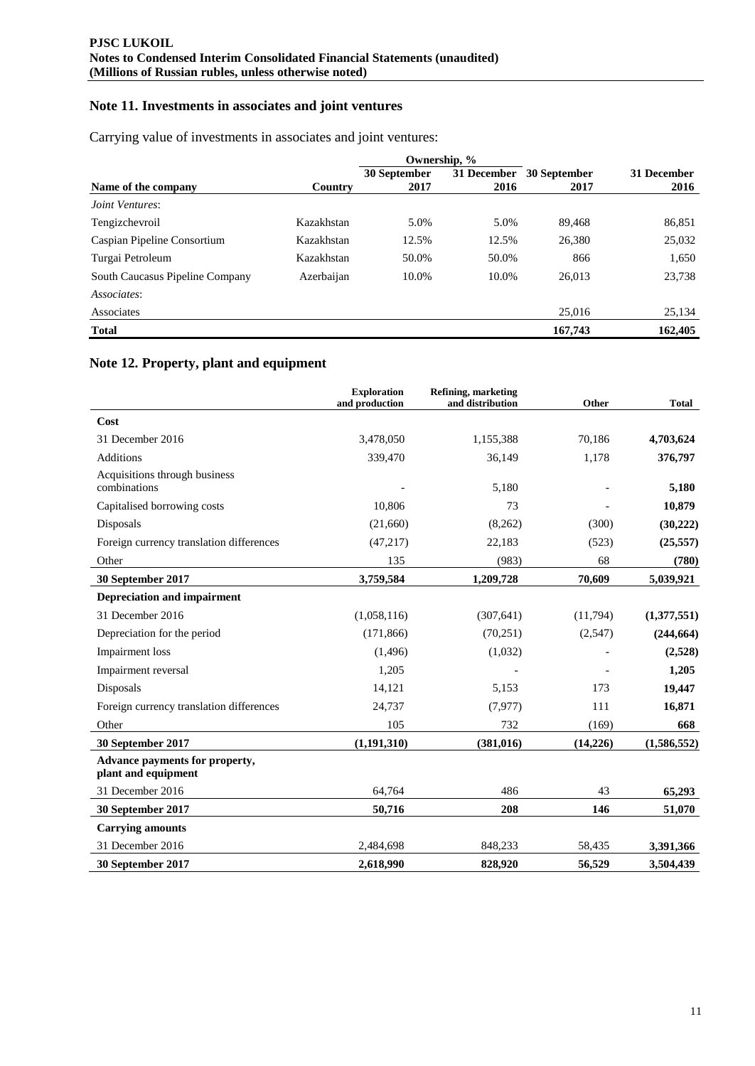## Note 11. Investments in associates and joint ventures

Carrying value of investments in associates and joint ventures:

| | | Ownership, % | | | |
|---|---|---|---|---|---|
| **Name of the company** | **Country** | **30 September 2017** | **31 December 2016** | **30 September 2017** | **31 December 2016** |
| *Joint Ventures*: | | | | | |
| Tengizchevroil | Kazakhstan | 5.0% | 5.0% | 89,468 | 86,851 |
| Caspian Pipeline Consortium | Kazakhstan | 12.5% | 12.5% | 26,380 | 25,032 |
| Turgai Petroleum | Kazakhstan | 50.0% | 50.0% | 866 | 1,650 |
| South Caucasus Pipeline Company | Azerbaijan | 10.0% | 10.0% | 26,013 | 23,738 |
| *Associates*: | | | | | |
| Associates | | | | 25,016 | 25,134 |
| **Total** | | | | **167,743** | **162,405** |

## Note 12. Property, plant and equipment

| | Exploration and production | Refining, marketing and distribution | Other | Total |
|---|---|---|---|---|
| **Cost** | | | | |
| 31 December 2016 | 3,478,050 | 1,155,388 | 70,186 | **4,703,624** |
| Additions | 339,470 | 36,149 | 1,178 | **376,797** |
| Acquisitions through business combinations | - | 5,180 | - | **5,180** |
| Capitalised borrowing costs | 10,806 | 73 | - | **10,879** |
| Disposals | (21,660) | (8,262) | (300) | **(30,222)** |
| Foreign currency translation differences | (47,217) | 22,183 | (523) | **(25,557)** |
| Other | 135 | (983) | 68 | **(780)** |
| **30 September 2017** | **3,759,584** | **1,209,728** | **70,609** | **5,039,921** |
| **Depreciation and impairment** | | | | |
| 31 December 2016 | (1,058,116) | (307,641) | (11,794) | **(1,377,551)** |
| Depreciation for the period | (171,866) | (70,251) | (2,547) | **(244,664)** |
| Impairment loss | (1,496) | (1,032) | - | **(2,528)** |
| Impairment reversal | 1,205 | - | - | **1,205** |
| Disposals | 14,121 | 5,153 | 173 | **19,447** |
| Foreign currency translation differences | 24,737 | (7,977) | 111 | **16,871** |
| Other | 105 | 732 | (169) | **668** |
| **30 September 2017** | **(1,191,310)** | **(381,016)** | **(14,226)** | **(1,586,552)** |
| **Advance payments for property, plant and equipment** | | | | |
| 31 December 2016 | 64,764 | 486 | 43 | **65,293** |
| **30 September 2017** | **50,716** | **208** | **146** | **51,070** |
| **Carrying amounts** | | | | |
| 31 December 2016 | 2,484,698 | 848,233 | 58,435 | **3,391,366** |
| **30 September 2017** | **2,618,990** | **828,920** | **56,529** | **3,504,439** |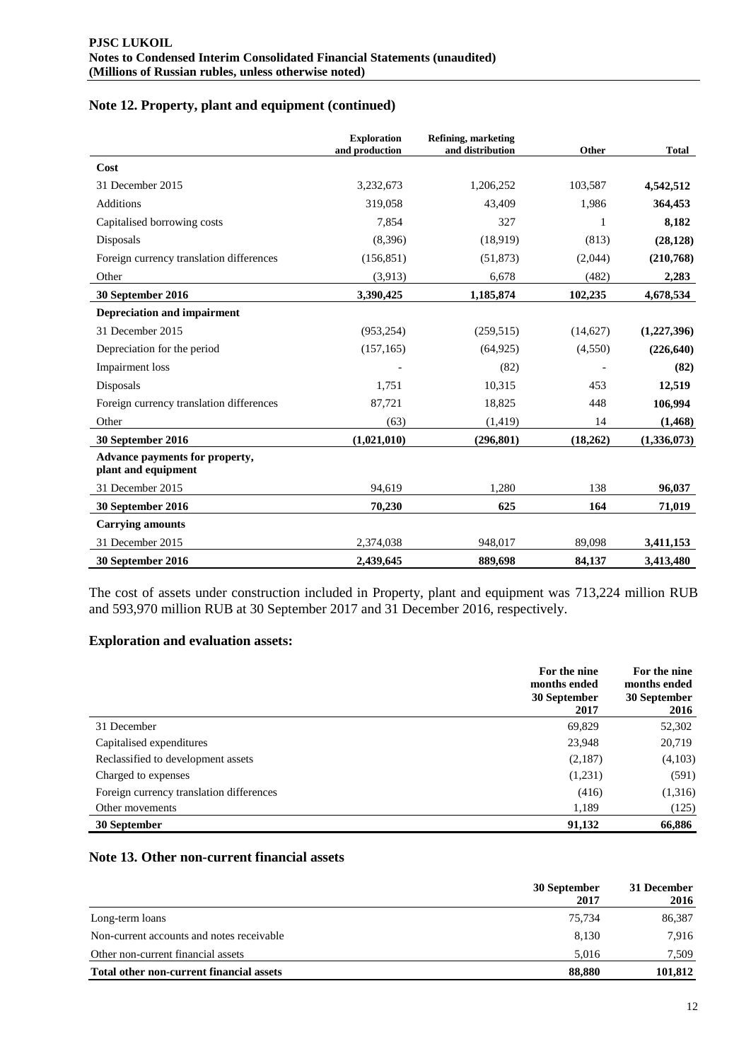## Note 12. Property, plant and equipment (continued)

| | Exploration and production | Refining, marketing and distribution | Other | Total |
|---|---|---|---|---|
| **Cost** | | | | |
| 31 December 2015 | 3,232,673 | 1,206,252 | 103,587 | **4,542,512** |
| Additions | 319,058 | 43,409 | 1,986 | **364,453** |
| Capitalised borrowing costs | 7,854 | 327 | 1 | **8,182** |
| Disposals | (8,396) | (18,919) | (813) | **(28,128)** |
| Foreign currency translation differences | (156,851) | (51,873) | (2,044) | **(210,768)** |
| Other | (3,913) | 6,678 | (482) | **2,283** |
| **30 September 2016** | **3,390,425** | **1,185,874** | **102,235** | **4,678,534** |
| **Depreciation and impairment** | | | | |
| 31 December 2015 | (953,254) | (259,515) | (14,627) | **(1,227,396)** |
| Depreciation for the period | (157,165) | (64,925) | (4,550) | **(226,640)** |
| Impairment loss | - | (82) | - | **(82)** |
| Disposals | 1,751 | 10,315 | 453 | **12,519** |
| Foreign currency translation differences | 87,721 | 18,825 | 448 | **106,994** |
| Other | (63) | (1,419) | 14 | **(1,468)** |
| **30 September 2016** | **(1,021,010)** | **(296,801)** | **(18,262)** | **(1,336,073)** |
| **Advance payments for property, plant and equipment** | | | | |
| 31 December 2015 | 94,619 | 1,280 | 138 | **96,037** |
| **30 September 2016** | **70,230** | **625** | **164** | **71,019** |
| **Carrying amounts** | | | | |
| 31 December 2015 | 2,374,038 | 948,017 | 89,098 | **3,411,153** |
| **30 September 2016** | **2,439,645** | **889,698** | **84,137** | **3,413,480** |

The cost of assets under construction included in Property, plant and equipment was 713,224 million RUB and 593,970 million RUB at 30 September 2017 and 31 December 2016, respectively.

### Exploration and evaluation assets:

| | For the nine months ended 30 September 2017 | For the nine months ended 30 September 2016 |
|---|---|---|
| 31 December | 69,829 | 52,302 |
| Capitalised expenditures | 23,948 | 20,719 |
| Reclassified to development assets | (2,187) | (4,103) |
| Charged to expenses | (1,231) | (591) |
| Foreign currency translation differences | (416) | (1,316) |
| Other movements | 1,189 | (125) |
| **30 September** | **91,132** | **66,886** |

## Note 13. Other non-current financial assets

| | 30 September 2017 | 31 December 2016 |
|---|---|---|
| Long-term loans | 75,734 | 86,387 |
| Non-current accounts and notes receivable | 8,130 | 7,916 |
| Other non-current financial assets | 5,016 | 7,509 |
| **Total other non-current financial assets** | **88,880** | **101,812** |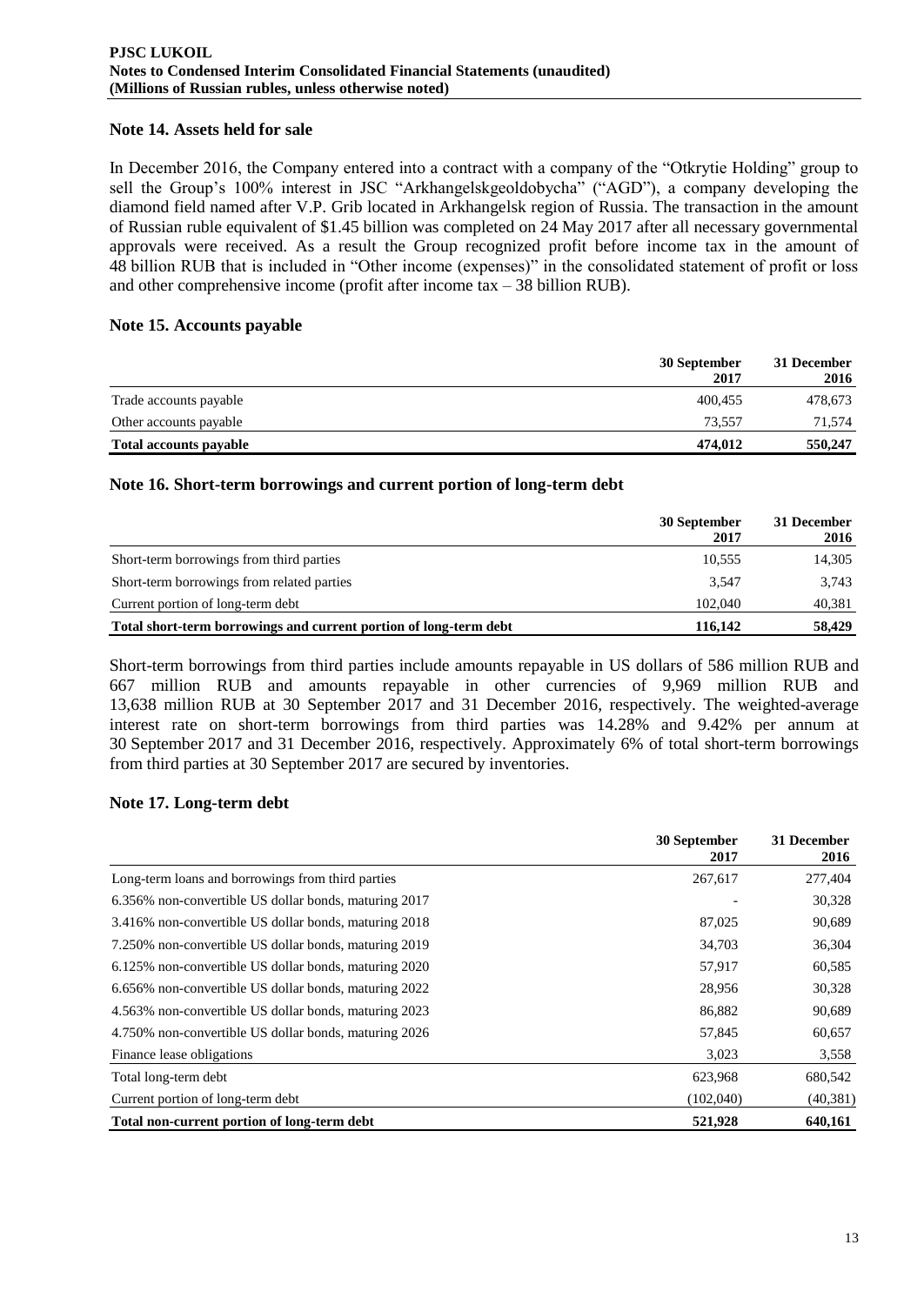## Note 14. Assets held for sale

In December 2016, the Company entered into a contract with a company of the "Otkrytie Holding" group to sell the Group's 100% interest in JSC "Arkhangelskgeoldobycha" ("AGD"), a company developing the diamond field named after V.P. Grib located in Arkhangelsk region of Russia. The transaction in the amount of Russian ruble equivalent of $1.45 billion was completed on 24 May 2017 after all necessary governmental approvals were received. As a result the Group recognized profit before income tax in the amount of 48 billion RUB that is included in "Other income (expenses)" in the consolidated statement of profit or loss and other comprehensive income (profit after income tax – 38 billion RUB).

## Note 15. Accounts payable

| | 30 September 2017 | 31 December 2016 |
|---|---|---|
| Trade accounts payable | 400,455 | 478,673 |
| Other accounts payable | 73,557 | 71,574 |
| **Total accounts payable** | **474,012** | **550,247** |

## Note 16. Short-term borrowings and current portion of long-term debt

| | 30 September 2017 | 31 December 2016 |
|---|---|---|
| Short-term borrowings from third parties | 10,555 | 14,305 |
| Short-term borrowings from related parties | 3,547 | 3,743 |
| Current portion of long-term debt | 102,040 | 40,381 |
| **Total short-term borrowings and current portion of long-term debt** | **116,142** | **58,429** |

Short-term borrowings from third parties include amounts repayable in US dollars of 586 million RUB and 667 million RUB and amounts repayable in other currencies of 9,969 million RUB and 13,638 million RUB at 30 September 2017 and 31 December 2016, respectively. The weighted-average interest rate on short-term borrowings from third parties was 14.28% and 9.42% per annum at 30 September 2017 and 31 December 2016, respectively. Approximately 6% of total short-term borrowings from third parties at 30 September 2017 are secured by inventories.

## Note 17. Long-term debt

| | 30 September 2017 | 31 December 2016 |
|---|---|---|
| Long-term loans and borrowings from third parties | 267,617 | 277,404 |
| 6.356% non-convertible US dollar bonds, maturing 2017 | - | 30,328 |
| 3.416% non-convertible US dollar bonds, maturing 2018 | 87,025 | 90,689 |
| 7.250% non-convertible US dollar bonds, maturing 2019 | 34,703 | 36,304 |
| 6.125% non-convertible US dollar bonds, maturing 2020 | 57,917 | 60,585 |
| 6.656% non-convertible US dollar bonds, maturing 2022 | 28,956 | 30,328 |
| 4.563% non-convertible US dollar bonds, maturing 2023 | 86,882 | 90,689 |
| 4.750% non-convertible US dollar bonds, maturing 2026 | 57,845 | 60,657 |
| Finance lease obligations | 3,023 | 3,558 |
| Total long-term debt | 623,968 | 680,542 |
| Current portion of long-term debt | (102,040) | (40,381) |
| **Total non-current portion of long-term debt** | **521,928** | **640,161** |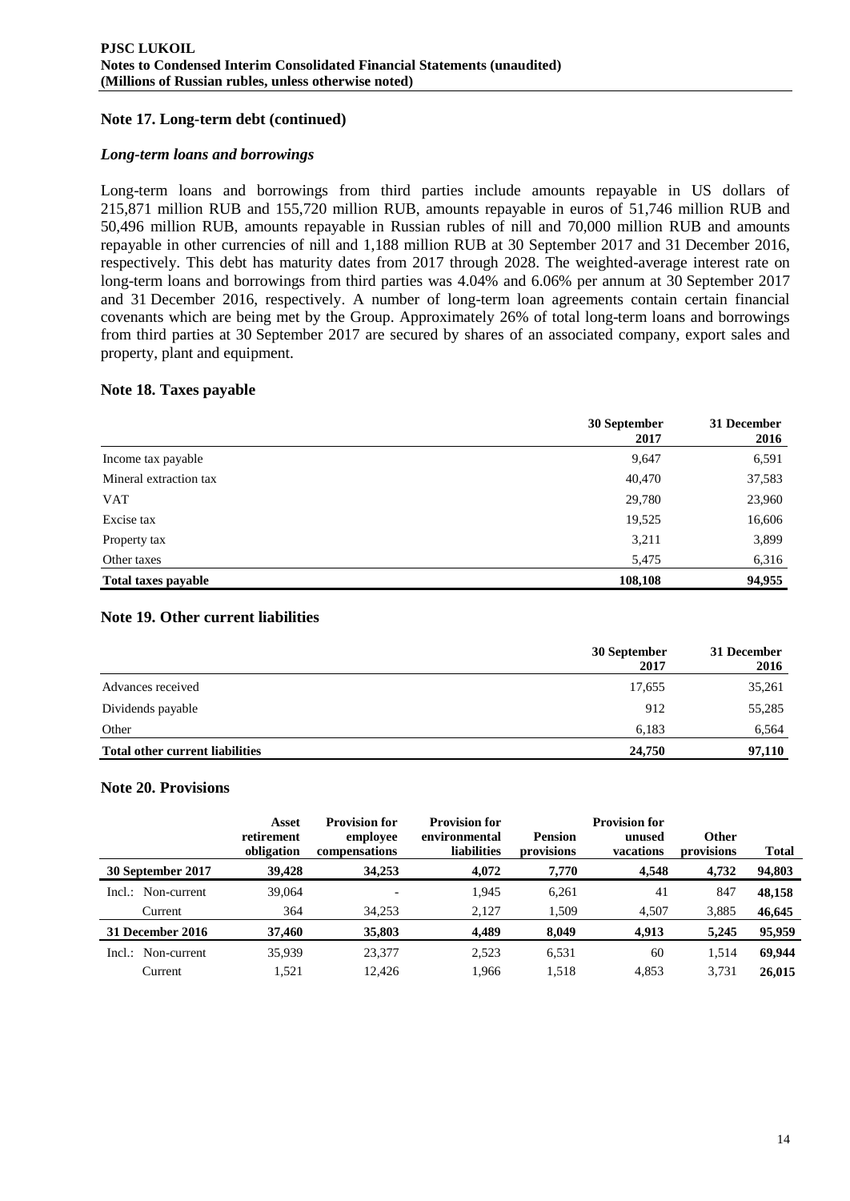## Note 17. Long-term debt (continued)

### *Long-term loans and borrowings*

Long-term loans and borrowings from third parties include amounts repayable in US dollars of 215,871 million RUB and 155,720 million RUB, amounts repayable in euros of 51,746 million RUB and 50,496 million RUB, amounts repayable in Russian rubles of nill and 70,000 million RUB and amounts repayable in other currencies of nill and 1,188 million RUB at 30 September 2017 and 31 December 2016, respectively. This debt has maturity dates from 2017 through 2028. The weighted-average interest rate on long-term loans and borrowings from third parties was 4.04% and 6.06% per annum at 30 September 2017 and 31 December 2016, respectively. A number of long-term loan agreements contain certain financial covenants which are being met by the Group. Approximately 26% of total long-term loans and borrowings from third parties at 30 September 2017 are secured by shares of an associated company, export sales and property, plant and equipment.

## Note 18. Taxes payable

| | 30 September 2017 | 31 December 2016 |
|---|---|---|
| Income tax payable | 9,647 | 6,591 |
| Mineral extraction tax | 40,470 | 37,583 |
| VAT | 29,780 | 23,960 |
| Excise tax | 19,525 | 16,606 |
| Property tax | 3,211 | 3,899 |
| Other taxes | 5,475 | 6,316 |
| **Total taxes payable** | **108,108** | **94,955** |

## Note 19. Other current liabilities

| | 30 September 2017 | 31 December 2016 |
|---|---|---|
| Advances received | 17,655 | 35,261 |
| Dividends payable | 912 | 55,285 |
| Other | 6,183 | 6,564 |
| **Total other current liabilities** | **24,750** | **97,110** |

## Note 20. Provisions

| | Asset retirement obligation | Provision for employee compensations | Provision for environmental liabilities | Pension provisions | Provision for unused vacations | Other provisions | Total |
|---|---|---|---|---|---|---|---|
| **30 September 2017** | **39,428** | **34,253** | **4,072** | **7,770** | **4,548** | **4,732** | **94,803** |
| Incl.: Non-current | 39,064 | - | 1,945 | 6,261 | 41 | 847 | **48,158** |
| Current | 364 | 34,253 | 2,127 | 1,509 | 4,507 | 3,885 | **46,645** |
| **31 December 2016** | **37,460** | **35,803** | **4,489** | **8,049** | **4,913** | **5,245** | **95,959** |
| Incl.: Non-current | 35,939 | 23,377 | 2,523 | 6,531 | 60 | 1,514 | **69,944** |
| Current | 1,521 | 12,426 | 1,966 | 1,518 | 4,853 | 3,731 | **26,015** |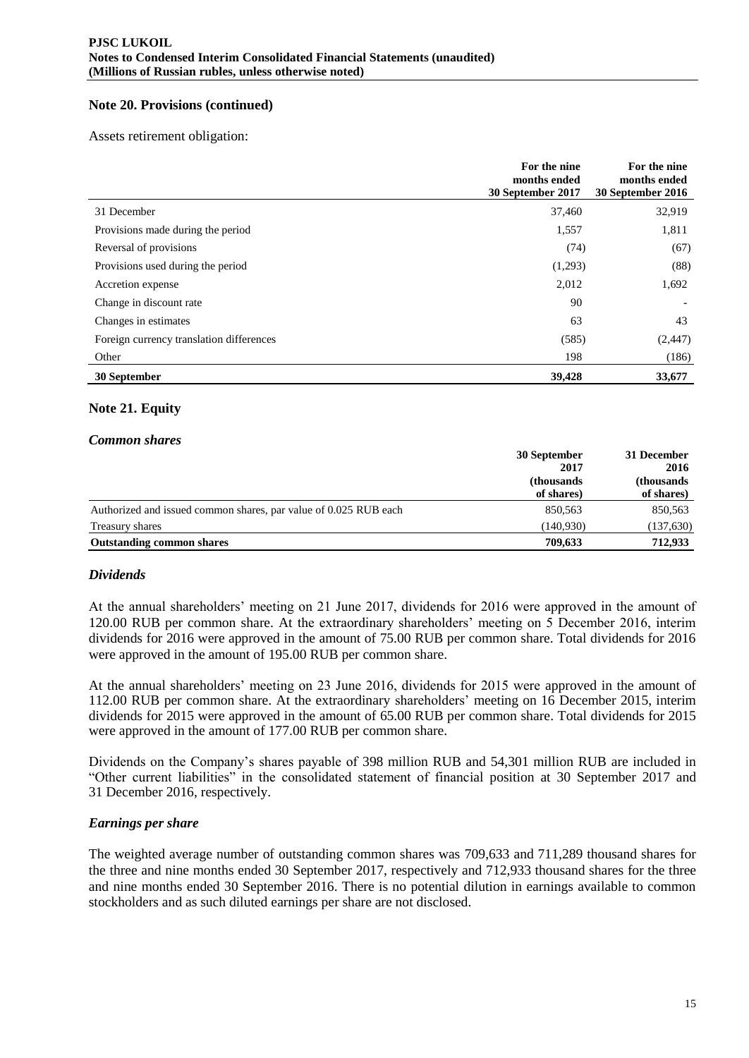## Note 20. Provisions (continued)

Assets retirement obligation:

| | For the nine months ended 30 September 2017 | For the nine months ended 30 September 2016 |
|---|---|---|
| 31 December | 37,460 | 32,919 |
| Provisions made during the period | 1,557 | 1,811 |
| Reversal of provisions | (74) | (67) |
| Provisions used during the period | (1,293) | (88) |
| Accretion expense | 2,012 | 1,692 |
| Change in discount rate | 90 | - |
| Changes in estimates | 63 | 43 |
| Foreign currency translation differences | (585) | (2,447) |
| Other | 198 | (186) |
| **30 September** | **39,428** | **33,677** |

## Note 21. Equity

### *Common shares*

| | 30 September 2017 (thousands of shares) | 31 December 2016 (thousands of shares) |
|---|---|---|
| Authorized and issued common shares, par value of 0.025 RUB each | 850,563 | 850,563 |
| Treasury shares | (140,930) | (137,630) |
| **Outstanding common shares** | **709,633** | **712,933** |

### *Dividends*

At the annual shareholders' meeting on 21 June 2017, dividends for 2016 were approved in the amount of 120.00 RUB per common share. At the extraordinary shareholders' meeting on 5 December 2016, interim dividends for 2016 were approved in the amount of 75.00 RUB per common share. Total dividends for 2016 were approved in the amount of 195.00 RUB per common share.

At the annual shareholders' meeting on 23 June 2016, dividends for 2015 were approved in the amount of 112.00 RUB per common share. At the extraordinary shareholders' meeting on 16 December 2015, interim dividends for 2015 were approved in the amount of 65.00 RUB per common share. Total dividends for 2015 were approved in the amount of 177.00 RUB per common share.

Dividends on the Company's shares payable of 398 million RUB and 54,301 million RUB are included in "Other current liabilities" in the consolidated statement of financial position at 30 September 2017 and 31 December 2016, respectively.

### *Earnings per share*

The weighted average number of outstanding common shares was 709,633 and 711,289 thousand shares for the three and nine months ended 30 September 2017, respectively and 712,933 thousand shares for the three and nine months ended 30 September 2016. There is no potential dilution in earnings available to common stockholders and as such diluted earnings per share are not disclosed.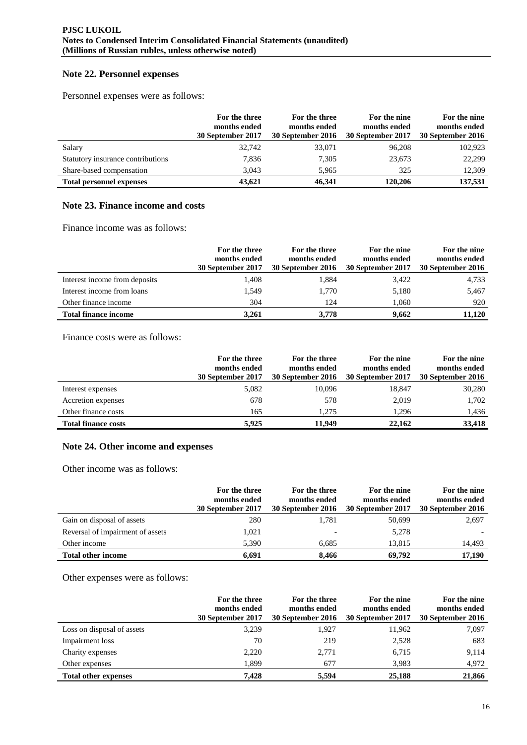## Note 22. Personnel expenses

Personnel expenses were as follows:

| | For the three months ended 30 September 2017 | For the three months ended 30 September 2016 | For the nine months ended 30 September 2017 | For the nine months ended 30 September 2016 |
|---|---|---|---|---|
| Salary | 32,742 | 33,071 | 96,208 | 102,923 |
| Statutory insurance contributions | 7,836 | 7,305 | 23,673 | 22,299 |
| Share-based compensation | 3,043 | 5,965 | 325 | 12,309 |
| **Total personnel expenses** | **43,621** | **46,341** | **120,206** | **137,531** |

## Note 23. Finance income and costs

Finance income was as follows:

| | For the three months ended 30 September 2017 | For the three months ended 30 September 2016 | For the nine months ended 30 September 2017 | For the nine months ended 30 September 2016 |
|---|---|---|---|---|
| Interest income from deposits | 1,408 | 1,884 | 3,422 | 4,733 |
| Interest income from loans | 1,549 | 1,770 | 5,180 | 5,467 |
| Other finance income | 304 | 124 | 1,060 | 920 |
| **Total finance income** | **3,261** | **3,778** | **9,662** | **11,120** |

Finance costs were as follows:

| | For the three months ended 30 September 2017 | For the three months ended 30 September 2016 | For the nine months ended 30 September 2017 | For the nine months ended 30 September 2016 |
|---|---|---|---|---|
| Interest expenses | 5,082 | 10,096 | 18,847 | 30,280 |
| Accretion expenses | 678 | 578 | 2,019 | 1,702 |
| Other finance costs | 165 | 1,275 | 1,296 | 1,436 |
| **Total finance costs** | **5,925** | **11,949** | **22,162** | **33,418** |

## Note 24. Other income and expenses

Other income was as follows:

| | For the three months ended 30 September 2017 | For the three months ended 30 September 2016 | For the nine months ended 30 September 2017 | For the nine months ended 30 September 2016 |
|---|---|---|---|---|
| Gain on disposal of assets | 280 | 1,781 | 50,699 | 2,697 |
| Reversal of impairment of assets | 1,021 | - | 5,278 | - |
| Other income | 5,390 | 6,685 | 13,815 | 14,493 |
| **Total other income** | **6,691** | **8,466** | **69,792** | **17,190** |

Other expenses were as follows:

| | For the three months ended 30 September 2017 | For the three months ended 30 September 2016 | For the nine months ended 30 September 2017 | For the nine months ended 30 September 2016 |
|---|---|---|---|---|
| Loss on disposal of assets | 3,239 | 1,927 | 11,962 | 7,097 |
| Impairment loss | 70 | 219 | 2,528 | 683 |
| Charity expenses | 2,220 | 2,771 | 6,715 | 9,114 |
| Other expenses | 1,899 | 677 | 3,983 | 4,972 |
| **Total other expenses** | **7,428** | **5,594** | **25,188** | **21,866** |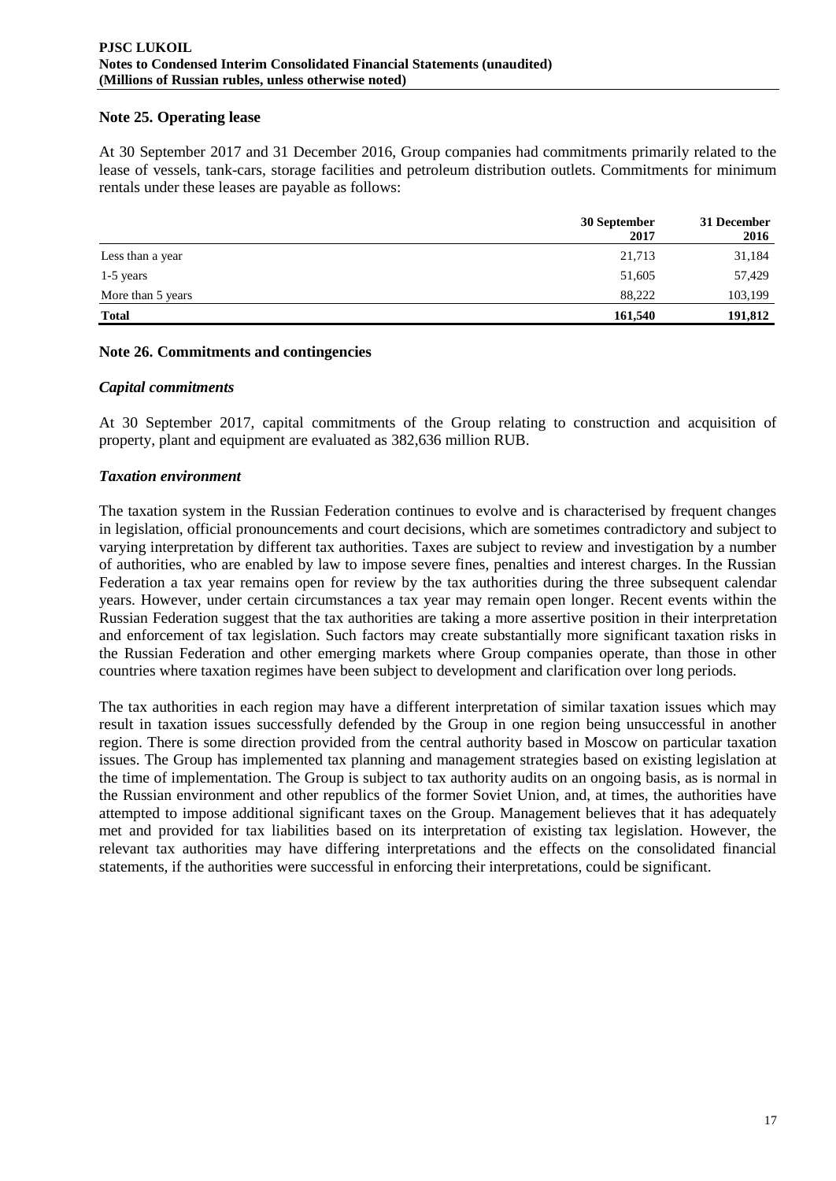## Note 25. Operating lease

At 30 September 2017 and 31 December 2016, Group companies had commitments primarily related to the lease of vessels, tank-cars, storage facilities and petroleum distribution outlets. Commitments for minimum rentals under these leases are payable as follows:

| | 30 September 2017 | 31 December 2016 |
|---|---|---|
| Less than a year | 21,713 | 31,184 |
| 1-5 years | 51,605 | 57,429 |
| More than 5 years | 88,222 | 103,199 |
| **Total** | **161,540** | **191,812** |

## Note 26. Commitments and contingencies

### *Capital commitments*

At 30 September 2017, capital commitments of the Group relating to construction and acquisition of property, plant and equipment are evaluated as 382,636 million RUB.

### *Taxation environment*

The taxation system in the Russian Federation continues to evolve and is characterised by frequent changes in legislation, official pronouncements and court decisions, which are sometimes contradictory and subject to varying interpretation by different tax authorities. Taxes are subject to review and investigation by a number of authorities, who are enabled by law to impose severe fines, penalties and interest charges. In the Russian Federation a tax year remains open for review by the tax authorities during the three subsequent calendar years. However, under certain circumstances a tax year may remain open longer. Recent events within the Russian Federation suggest that the tax authorities are taking a more assertive position in their interpretation and enforcement of tax legislation. Such factors may create substantially more significant taxation risks in the Russian Federation and other emerging markets where Group companies operate, than those in other countries where taxation regimes have been subject to development and clarification over long periods.

The tax authorities in each region may have a different interpretation of similar taxation issues which may result in taxation issues successfully defended by the Group in one region being unsuccessful in another region. There is some direction provided from the central authority based in Moscow on particular taxation issues. The Group has implemented tax planning and management strategies based on existing legislation at the time of implementation. The Group is subject to tax authority audits on an ongoing basis, as is normal in the Russian environment and other republics of the former Soviet Union, and, at times, the authorities have attempted to impose additional significant taxes on the Group. Management believes that it has adequately met and provided for tax liabilities based on its interpretation of existing tax legislation. However, the relevant tax authorities may have differing interpretations and the effects on the consolidated financial statements, if the authorities were successful in enforcing their interpretations, could be significant.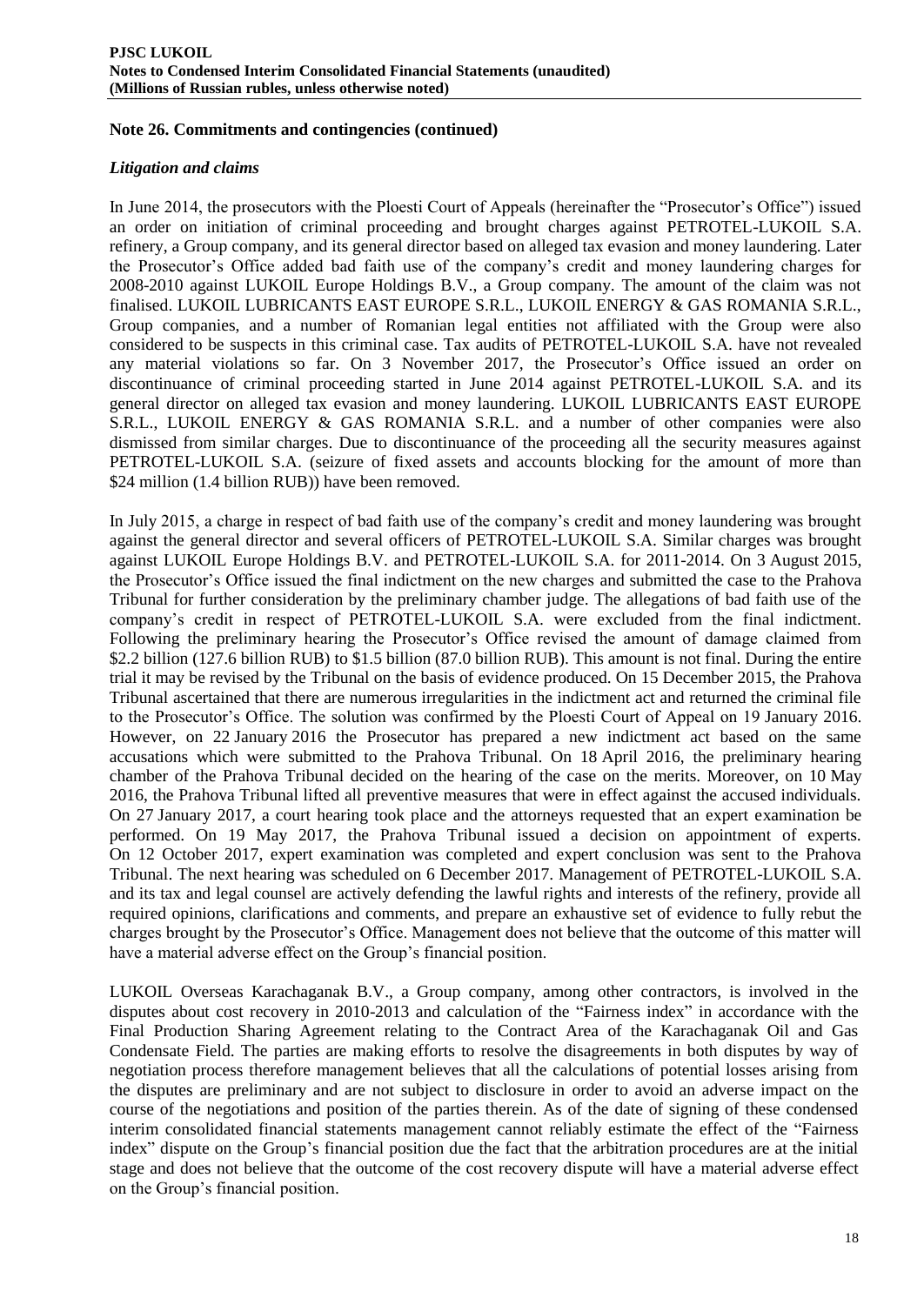## Note 26. Commitments and contingencies (continued)

### *Litigation and claims*

In June 2014, the prosecutors with the Ploesti Court of Appeals (hereinafter the "Prosecutor's Office") issued an order on initiation of criminal proceeding and brought charges against PETROTEL-LUKOIL S.A. refinery, a Group company, and its general director based on alleged tax evasion and money laundering. Later the Prosecutor's Office added bad faith use of the company's credit and money laundering charges for 2008-2010 against LUKOIL Europe Holdings B.V., a Group company. The amount of the claim was not finalised. LUKOIL LUBRICANTS EAST EUROPE S.R.L., LUKOIL ENERGY & GAS ROMANIA S.R.L., Group companies, and a number of Romanian legal entities not affiliated with the Group were also considered to be suspects in this criminal case. Tax audits of PETROTEL-LUKOIL S.A. have not revealed any material violations so far. On 3 November 2017, the Prosecutor's Office issued an order on discontinuance of criminal proceeding started in June 2014 against PETROTEL-LUKOIL S.A. and its general director on alleged tax evasion and money laundering. LUKOIL LUBRICANTS EAST EUROPE S.R.L., LUKOIL ENERGY & GAS ROMANIA S.R.L. and a number of other companies were also dismissed from similar charges. Due to discontinuance of the proceeding all the security measures against PETROTEL-LUKOIL S.A. (seizure of fixed assets and accounts blocking for the amount of more than $24 million (1.4 billion RUB)) have been removed.

In July 2015, a charge in respect of bad faith use of the company's credit and money laundering was brought against the general director and several officers of PETROTEL-LUKOIL S.A. Similar charges was brought against LUKOIL Europe Holdings B.V. and PETROTEL-LUKOIL S.A. for 2011-2014. On 3 August 2015, the Prosecutor's Office issued the final indictment on the new charges and submitted the case to the Prahova Tribunal for further consideration by the preliminary chamber judge. The allegations of bad faith use of the company's credit in respect of PETROTEL-LUKOIL S.A. were excluded from the final indictment. Following the preliminary hearing the Prosecutor's Office revised the amount of damage claimed from $2.2 billion (127.6 billion RUB) to $1.5 billion (87.0 billion RUB). This amount is not final. During the entire trial it may be revised by the Tribunal on the basis of evidence produced. On 15 December 2015, the Prahova Tribunal ascertained that there are numerous irregularities in the indictment act and returned the criminal file to the Prosecutor's Office. The solution was confirmed by the Ploesti Court of Appeal on 19 January 2016. However, on 22 January 2016 the Prosecutor has prepared a new indictment act based on the same accusations which were submitted to the Prahova Tribunal. On 18 April 2016, the preliminary hearing chamber of the Prahova Tribunal decided on the hearing of the case on the merits. Moreover, on 10 May 2016, the Prahova Tribunal lifted all preventive measures that were in effect against the accused individuals. On 27 January 2017, a court hearing took place and the attorneys requested that an expert examination be performed. On 19 May 2017, the Prahova Tribunal issued a decision on appointment of experts. On 12 October 2017, expert examination was completed and expert conclusion was sent to the Prahova Tribunal. The next hearing was scheduled on 6 December 2017. Management of PETROTEL-LUKOIL S.A. and its tax and legal counsel are actively defending the lawful rights and interests of the refinery, provide all required opinions, clarifications and comments, and prepare an exhaustive set of evidence to fully rebut the charges brought by the Prosecutor's Office. Management does not believe that the outcome of this matter will have a material adverse effect on the Group's financial position.

LUKOIL Overseas Karachaganak B.V., a Group company, among other contractors, is involved in the disputes about cost recovery in 2010-2013 and calculation of the "Fairness index" in accordance with the Final Production Sharing Agreement relating to the Contract Area of the Karachaganak Oil and Gas Condensate Field. The parties are making efforts to resolve the disagreements in both disputes by way of negotiation process therefore management believes that all the calculations of potential losses arising from the disputes are preliminary and are not subject to disclosure in order to avoid an adverse impact on the course of the negotiations and position of the parties therein. As of the date of signing of these condensed interim consolidated financial statements management cannot reliably estimate the effect of the "Fairness index" dispute on the Group's financial position due the fact that the arbitration procedures are at the initial stage and does not believe that the outcome of the cost recovery dispute will have a material adverse effect on the Group's financial position.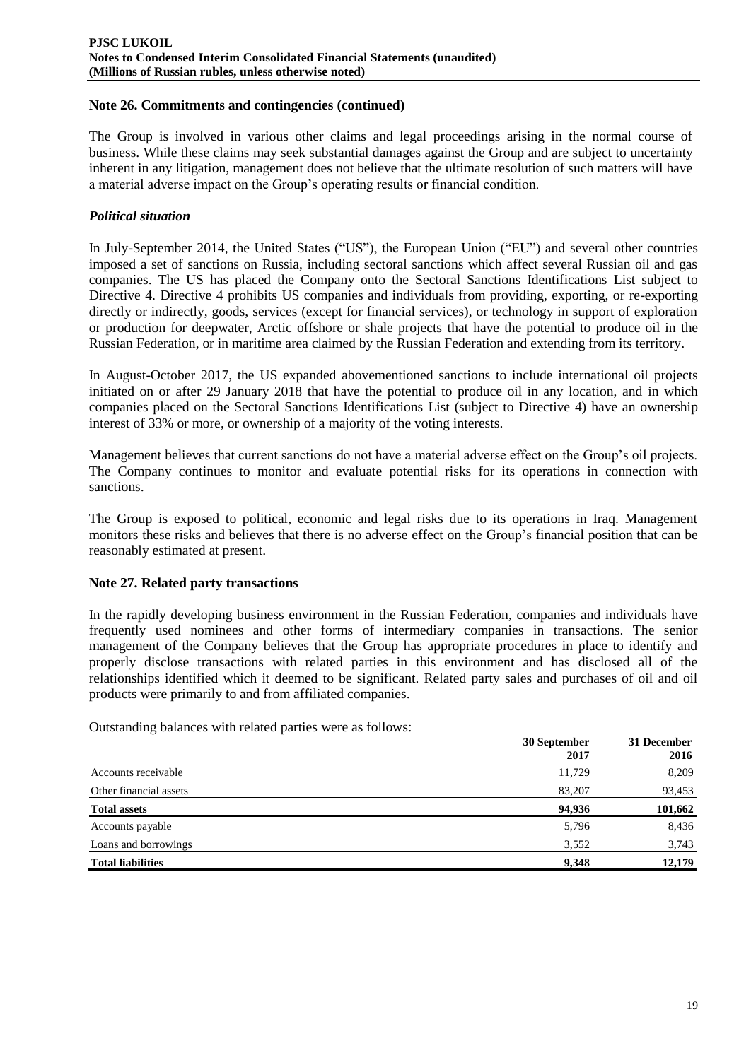## Note 26. Commitments and contingencies (continued)

The Group is involved in various other claims and legal proceedings arising in the normal course of business. While these claims may seek substantial damages against the Group and are subject to uncertainty inherent in any litigation, management does not believe that the ultimate resolution of such matters will have a material adverse impact on the Group's operating results or financial condition.

### *Political situation*

In July-September 2014, the United States ("US"), the European Union ("EU") and several other countries imposed a set of sanctions on Russia, including sectoral sanctions which affect several Russian oil and gas companies. The US has placed the Company onto the Sectoral Sanctions Identifications List subject to Directive 4. Directive 4 prohibits US companies and individuals from providing, exporting, or re-exporting directly or indirectly, goods, services (except for financial services), or technology in support of exploration or production for deepwater, Arctic offshore or shale projects that have the potential to produce oil in the Russian Federation, or in maritime area claimed by the Russian Federation and extending from its territory.

In August-October 2017, the US expanded abovementioned sanctions to include international oil projects initiated on or after 29 January 2018 that have the potential to produce oil in any location, and in which companies placed on the Sectoral Sanctions Identifications List (subject to Directive 4) have an ownership interest of 33% or more, or ownership of a majority of the voting interests.

Management believes that current sanctions do not have a material adverse effect on the Group's oil projects. The Company continues to monitor and evaluate potential risks for its operations in connection with sanctions.

The Group is exposed to political, economic and legal risks due to its operations in Iraq. Management monitors these risks and believes that there is no adverse effect on the Group's financial position that can be reasonably estimated at present.

## Note 27. Related party transactions

In the rapidly developing business environment in the Russian Federation, companies and individuals have frequently used nominees and other forms of intermediary companies in transactions. The senior management of the Company believes that the Group has appropriate procedures in place to identify and properly disclose transactions with related parties in this environment and has disclosed all of the relationships identified which it deemed to be significant. Related party sales and purchases of oil and oil products were primarily to and from affiliated companies.

Outstanding balances with related parties were as follows:

| | 30 September 2017 | 31 December 2016 |
|---|---|---|
| Accounts receivable | 11,729 | 8,209 |
| Other financial assets | 83,207 | 93,453 |
| **Total assets** | **94,936** | **101,662** |
| Accounts payable | 5,796 | 8,436 |
| Loans and borrowings | 3,552 | 3,743 |
| **Total liabilities** | **9,348** | **12,179** |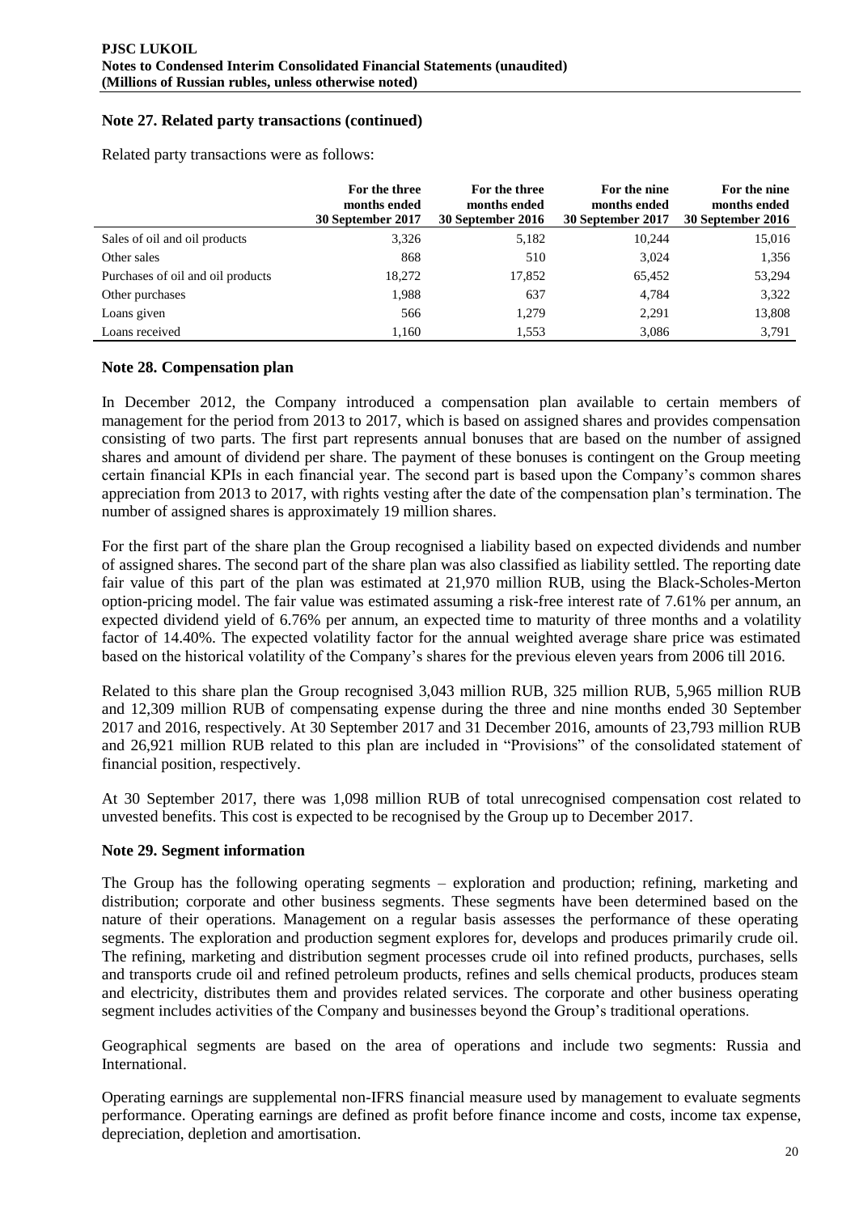## Note 27. Related party transactions (continued)

Related party transactions were as follows:

| | For the three months ended 30 September 2017 | For the three months ended 30 September 2016 | For the nine months ended 30 September 2017 | For the nine months ended 30 September 2016 |
|---|---|---|---|---|
| Sales of oil and oil products | 3,326 | 5,182 | 10,244 | 15,016 |
| Other sales | 868 | 510 | 3,024 | 1,356 |
| Purchases of oil and oil products | 18,272 | 17,852 | 65,452 | 53,294 |
| Other purchases | 1,988 | 637 | 4,784 | 3,322 |
| Loans given | 566 | 1,279 | 2,291 | 13,808 |
| Loans received | 1,160 | 1,553 | 3,086 | 3,791 |

## Note 28. Compensation plan

In December 2012, the Company introduced a compensation plan available to certain members of management for the period from 2013 to 2017, which is based on assigned shares and provides compensation consisting of two parts. The first part represents annual bonuses that are based on the number of assigned shares and amount of dividend per share. The payment of these bonuses is contingent on the Group meeting certain financial KPIs in each financial year. The second part is based upon the Company's common shares appreciation from 2013 to 2017, with rights vesting after the date of the compensation plan's termination. The number of assigned shares is approximately 19 million shares.

For the first part of the share plan the Group recognised a liability based on expected dividends and number of assigned shares. The second part of the share plan was also classified as liability settled. The reporting date fair value of this part of the plan was estimated at 21,970 million RUB, using the Black-Scholes-Merton option-pricing model. The fair value was estimated assuming a risk-free interest rate of 7.61% per annum, an expected dividend yield of 6.76% per annum, an expected time to maturity of three months and a volatility factor of 14.40%. The expected volatility factor for the annual weighted average share price was estimated based on the historical volatility of the Company's shares for the previous eleven years from 2006 till 2016.

Related to this share plan the Group recognised 3,043 million RUB, 325 million RUB, 5,965 million RUB and 12,309 million RUB of compensating expense during the three and nine months ended 30 September 2017 and 2016, respectively. At 30 September 2017 and 31 December 2016, amounts of 23,793 million RUB and 26,921 million RUB related to this plan are included in "Provisions" of the consolidated statement of financial position, respectively.

At 30 September 2017, there was 1,098 million RUB of total unrecognised compensation cost related to unvested benefits. This cost is expected to be recognised by the Group up to December 2017.

## Note 29. Segment information

The Group has the following operating segments – exploration and production; refining, marketing and distribution; corporate and other business segments. These segments have been determined based on the nature of their operations. Management on a regular basis assesses the performance of these operating segments. The exploration and production segment explores for, develops and produces primarily crude oil. The refining, marketing and distribution segment processes crude oil into refined products, purchases, sells and transports crude oil and refined petroleum products, refines and sells chemical products, produces steam and electricity, distributes them and provides related services. The corporate and other business operating segment includes activities of the Company and businesses beyond the Group's traditional operations.

Geographical segments are based on the area of operations and include two segments: Russia and International.

Operating earnings are supplemental non-IFRS financial measure used by management to evaluate segments performance. Operating earnings are defined as profit before finance income and costs, income tax expense, depreciation, depletion and amortisation.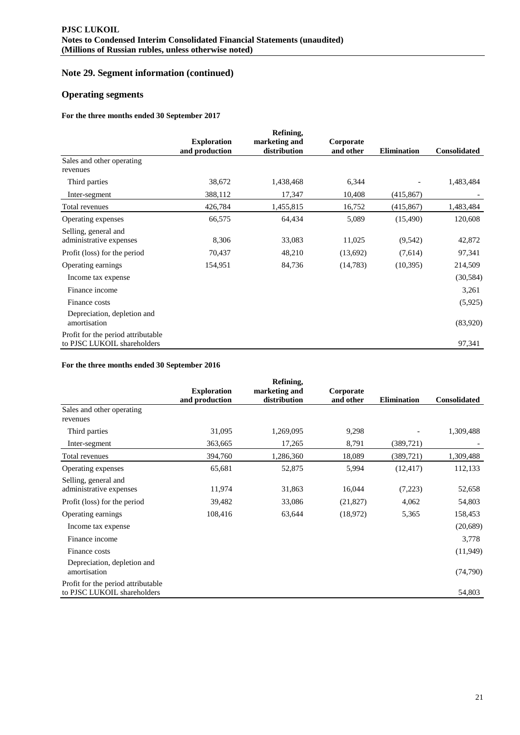## Note 29. Segment information (continued)

## Operating segments

**For the three months ended 30 September 2017**

| | Exploration and production | Refining, marketing and distribution | Corporate and other | Elimination | Consolidated |
|---|---|---|---|---|---|
| Sales and other operating revenues | | | | | |
| Third parties | 38,672 | 1,438,468 | 6,344 | - | 1,483,484 |
| Inter-segment | 388,112 | 17,347 | 10,408 | (415,867) | - |
| Total revenues | 426,784 | 1,455,815 | 16,752 | (415,867) | 1,483,484 |
| Operating expenses | 66,575 | 64,434 | 5,089 | (15,490) | 120,608 |
| Selling, general and administrative expenses | 8,306 | 33,083 | 11,025 | (9,542) | 42,872 |
| Profit (loss) for the period | 70,437 | 48,210 | (13,692) | (7,614) | 97,341 |
| Operating earnings | 154,951 | 84,736 | (14,783) | (10,395) | 214,509 |
| Income tax expense | | | | | (30,584) |
| Finance income | | | | | 3,261 |
| Finance costs | | | | | (5,925) |
| Depreciation, depletion and amortisation | | | | | (83,920) |
| Profit for the period attributable to PJSC LUKOIL shareholders | | | | | 97,341 |

**For the three months ended 30 September 2016**

| | Exploration and production | Refining, marketing and distribution | Corporate and other | Elimination | Consolidated |
|---|---|---|---|---|---|
| Sales and other operating revenues | | | | | |
| Third parties | 31,095 | 1,269,095 | 9,298 | - | 1,309,488 |
| Inter-segment | 363,665 | 17,265 | 8,791 | (389,721) | - |
| Total revenues | 394,760 | 1,286,360 | 18,089 | (389,721) | 1,309,488 |
| Operating expenses | 65,681 | 52,875 | 5,994 | (12,417) | 112,133 |
| Selling, general and administrative expenses | 11,974 | 31,863 | 16,044 | (7,223) | 52,658 |
| Profit (loss) for the period | 39,482 | 33,086 | (21,827) | 4,062 | 54,803 |
| Operating earnings | 108,416 | 63,644 | (18,972) | 5,365 | 158,453 |
| Income tax expense | | | | | (20,689) |
| Finance income | | | | | 3,778 |
| Finance costs | | | | | (11,949) |
| Depreciation, depletion and amortisation | | | | | (74,790) |
| Profit for the period attributable to PJSC LUKOIL shareholders | | | | | 54,803 |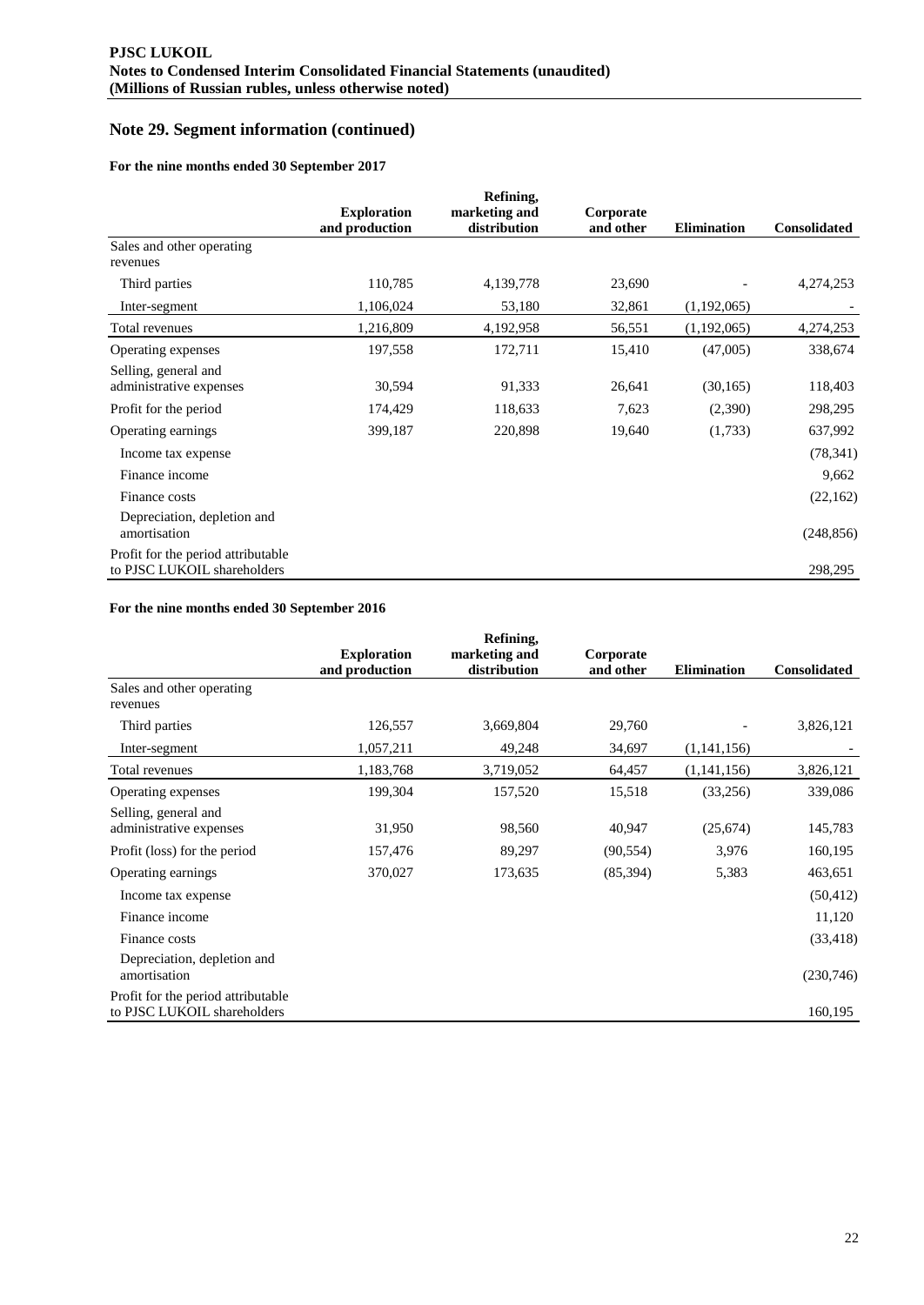## Note 29. Segment information (continued)

### For the nine months ended 30 September 2017

| | Exploration and production | Refining, marketing and distribution | Corporate and other | Elimination | Consolidated |
|---|---|---|---|---|---|
| Sales and other operating revenues | | | | | |
| Third parties | 110,785 | 4,139,778 | 23,690 | - | 4,274,253 |
| Inter-segment | 1,106,024 | 53,180 | 32,861 | (1,192,065) | - |
| Total revenues | 1,216,809 | 4,192,958 | 56,551 | (1,192,065) | 4,274,253 |
| Operating expenses | 197,558 | 172,711 | 15,410 | (47,005) | 338,674 |
| Selling, general and administrative expenses | 30,594 | 91,333 | 26,641 | (30,165) | 118,403 |
| Profit for the period | 174,429 | 118,633 | 7,623 | (2,390) | 298,295 |
| Operating earnings | 399,187 | 220,898 | 19,640 | (1,733) | 637,992 |
| Income tax expense | | | | | (78,341) |
| Finance income | | | | | 9,662 |
| Finance costs | | | | | (22,162) |
| Depreciation, depletion and amortisation | | | | | (248,856) |
| Profit for the period attributable to PJSC LUKOIL shareholders | | | | | 298,295 |

### For the nine months ended 30 September 2016

| | Exploration and production | Refining, marketing and distribution | Corporate and other | Elimination | Consolidated |
|---|---|---|---|---|---|
| Sales and other operating revenues | | | | | |
| Third parties | 126,557 | 3,669,804 | 29,760 | - | 3,826,121 |
| Inter-segment | 1,057,211 | 49,248 | 34,697 | (1,141,156) | - |
| Total revenues | 1,183,768 | 3,719,052 | 64,457 | (1,141,156) | 3,826,121 |
| Operating expenses | 199,304 | 157,520 | 15,518 | (33,256) | 339,086 |
| Selling, general and administrative expenses | 31,950 | 98,560 | 40,947 | (25,674) | 145,783 |
| Profit (loss) for the period | 157,476 | 89,297 | (90,554) | 3,976 | 160,195 |
| Operating earnings | 370,027 | 173,635 | (85,394) | 5,383 | 463,651 |
| Income tax expense | | | | | (50,412) |
| Finance income | | | | | 11,120 |
| Finance costs | | | | | (33,418) |
| Depreciation, depletion and amortisation | | | | | (230,746) |
| Profit for the period attributable to PJSC LUKOIL shareholders | | | | | 160,195 |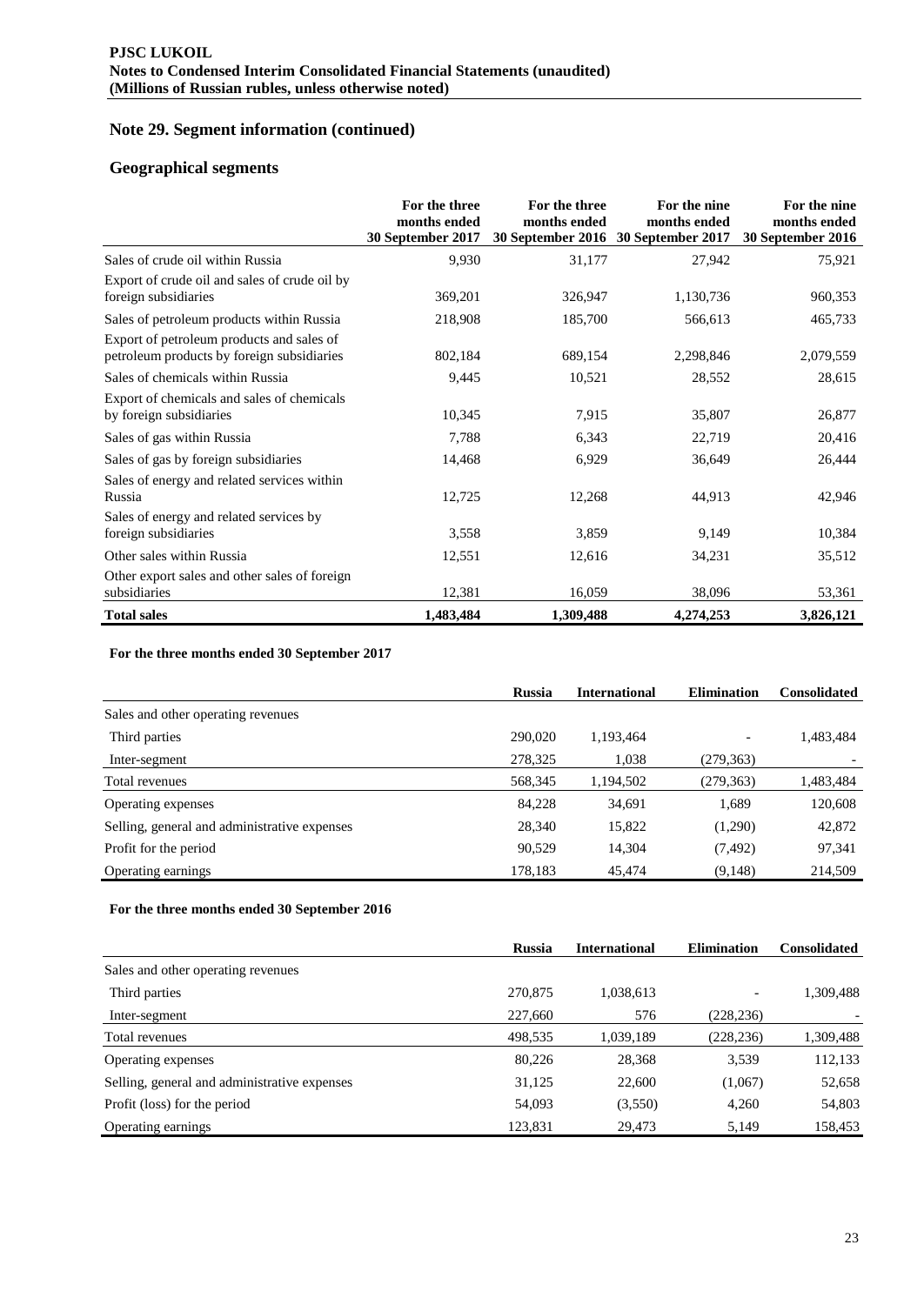## Note 29. Segment information (continued)

### Geographical segments

| | For the three months ended 30 September 2017 | For the three months ended 30 September 2016 | For the nine months ended 30 September 2017 | For the nine months ended 30 September 2016 |
|---|---|---|---|---|
| Sales of crude oil within Russia | 9,930 | 31,177 | 27,942 | 75,921 |
| Export of crude oil and sales of crude oil by foreign subsidiaries | 369,201 | 326,947 | 1,130,736 | 960,353 |
| Sales of petroleum products within Russia | 218,908 | 185,700 | 566,613 | 465,733 |
| Export of petroleum products and sales of petroleum products by foreign subsidiaries | 802,184 | 689,154 | 2,298,846 | 2,079,559 |
| Sales of chemicals within Russia | 9,445 | 10,521 | 28,552 | 28,615 |
| Export of chemicals and sales of chemicals by foreign subsidiaries | 10,345 | 7,915 | 35,807 | 26,877 |
| Sales of gas within Russia | 7,788 | 6,343 | 22,719 | 20,416 |
| Sales of gas by foreign subsidiaries | 14,468 | 6,929 | 36,649 | 26,444 |
| Sales of energy and related services within Russia | 12,725 | 12,268 | 44,913 | 42,946 |
| Sales of energy and related services by foreign subsidiaries | 3,558 | 3,859 | 9,149 | 10,384 |
| Other sales within Russia | 12,551 | 12,616 | 34,231 | 35,512 |
| Other export sales and other sales of foreign subsidiaries | 12,381 | 16,059 | 38,096 | 53,361 |
| **Total sales** | **1,483,484** | **1,309,488** | **4,274,253** | **3,826,121** |

**For the three months ended 30 September 2017**

| | Russia | International | Elimination | Consolidated |
|---|---|---|---|---|
| Sales and other operating revenues | | | | |
| Third parties | 290,020 | 1,193,464 | - | 1,483,484 |
| Inter-segment | 278,325 | 1,038 | (279,363) | - |
| Total revenues | 568,345 | 1,194,502 | (279,363) | 1,483,484 |
| Operating expenses | 84,228 | 34,691 | 1,689 | 120,608 |
| Selling, general and administrative expenses | 28,340 | 15,822 | (1,290) | 42,872 |
| Profit for the period | 90,529 | 14,304 | (7,492) | 97,341 |
| Operating earnings | 178,183 | 45,474 | (9,148) | 214,509 |

**For the three months ended 30 September 2016**

| | Russia | International | Elimination | Consolidated |
|---|---|---|---|---|
| Sales and other operating revenues | | | | |
| Third parties | 270,875 | 1,038,613 | - | 1,309,488 |
| Inter-segment | 227,660 | 576 | (228,236) | - |
| Total revenues | 498,535 | 1,039,189 | (228,236) | 1,309,488 |
| Operating expenses | 80,226 | 28,368 | 3,539 | 112,133 |
| Selling, general and administrative expenses | 31,125 | 22,600 | (1,067) | 52,658 |
| Profit (loss) for the period | 54,093 | (3,550) | 4,260 | 54,803 |
| Operating earnings | 123,831 | 29,473 | 5,149 | 158,453 |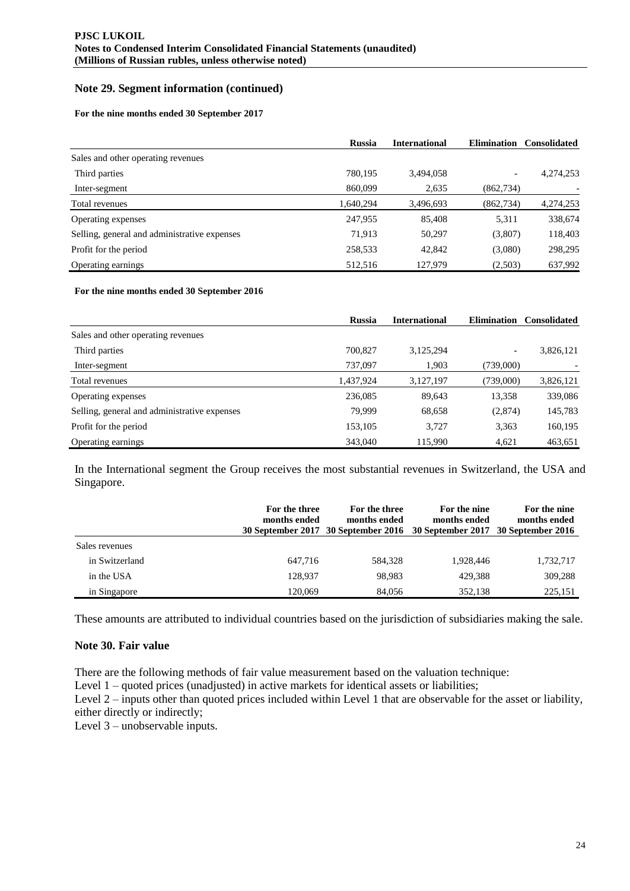## Note 29. Segment information (continued)

**For the nine months ended 30 September 2017**

| | Russia | International | Elimination | Consolidated |
|---|---|---|---|---|
| Sales and other operating revenues | | | | |
| Third parties | 780,195 | 3,494,058 | - | 4,274,253 |
| Inter-segment | 860,099 | 2,635 | (862,734) | - |
| Total revenues | 1,640,294 | 3,496,693 | (862,734) | 4,274,253 |
| Operating expenses | 247,955 | 85,408 | 5,311 | 338,674 |
| Selling, general and administrative expenses | 71,913 | 50,297 | (3,807) | 118,403 |
| Profit for the period | 258,533 | 42,842 | (3,080) | 298,295 |
| Operating earnings | 512,516 | 127,979 | (2,503) | 637,992 |

**For the nine months ended 30 September 2016**

| | Russia | International | Elimination | Consolidated |
|---|---|---|---|---|
| Sales and other operating revenues | | | | |
| Third parties | 700,827 | 3,125,294 | - | 3,826,121 |
| Inter-segment | 737,097 | 1,903 | (739,000) | - |
| Total revenues | 1,437,924 | 3,127,197 | (739,000) | 3,826,121 |
| Operating expenses | 236,085 | 89,643 | 13,358 | 339,086 |
| Selling, general and administrative expenses | 79,999 | 68,658 | (2,874) | 145,783 |
| Profit for the period | 153,105 | 3,727 | 3,363 | 160,195 |
| Operating earnings | 343,040 | 115,990 | 4,621 | 463,651 |

In the International segment the Group receives the most substantial revenues in Switzerland, the USA and Singapore.

| | For the three months ended 30 September 2017 | For the three months ended 30 September 2016 | For the nine months ended 30 September 2017 | For the nine months ended 30 September 2016 |
|---|---|---|---|---|
| Sales revenues | | | | |
| in Switzerland | 647,716 | 584,328 | 1,928,446 | 1,732,717 |
| in the USA | 128,937 | 98,983 | 429,388 | 309,288 |
| in Singapore | 120,069 | 84,056 | 352,138 | 225,151 |

These amounts are attributed to individual countries based on the jurisdiction of subsidiaries making the sale.

## Note 30. Fair value

There are the following methods of fair value measurement based on the valuation technique:
Level 1 – quoted prices (unadjusted) in active markets for identical assets or liabilities;
Level 2 – inputs other than quoted prices included within Level 1 that are observable for the asset or liability, either directly or indirectly;
Level 3 – unobservable inputs.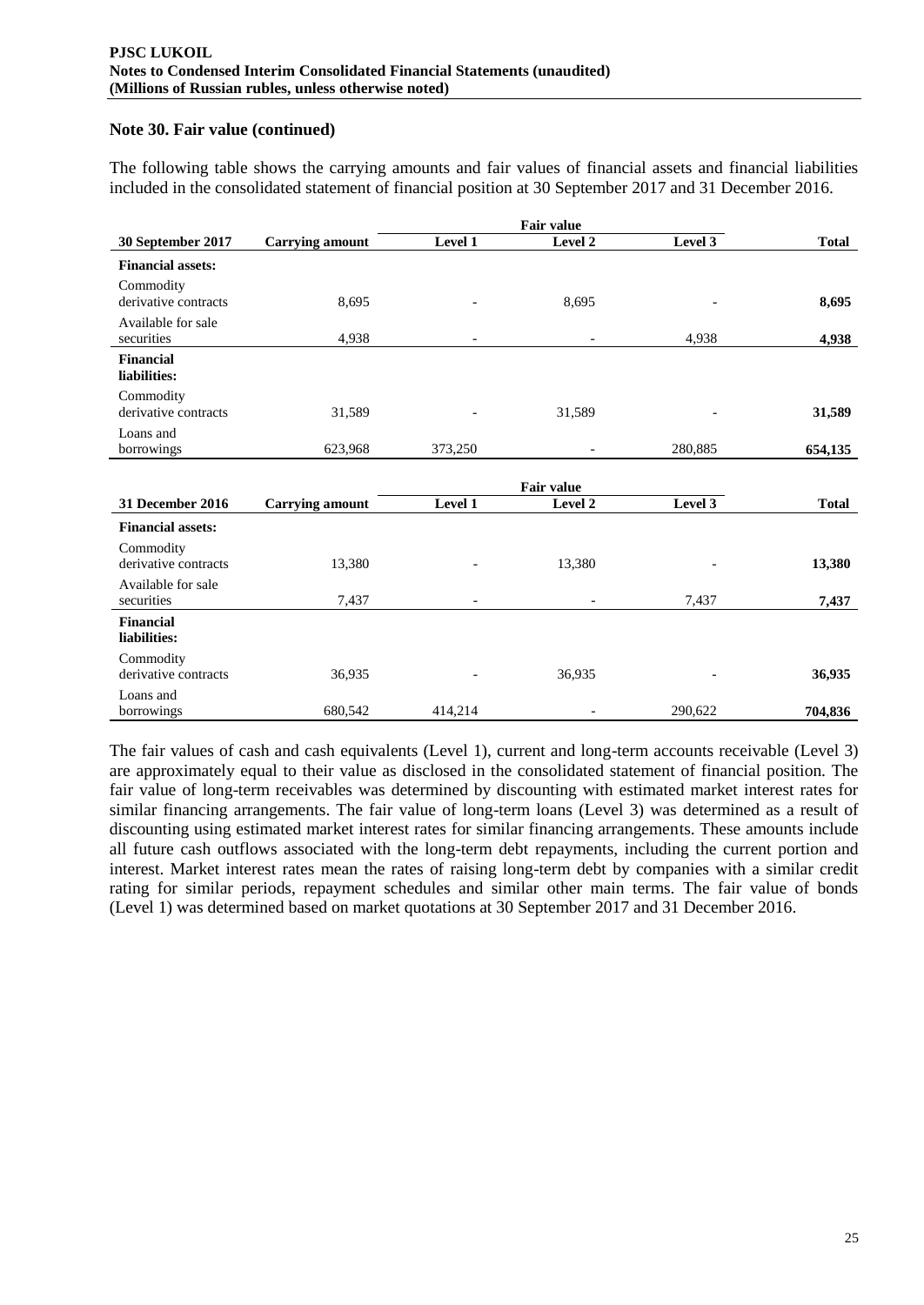## Note 30. Fair value (continued)

The following table shows the carrying amounts and fair values of financial assets and financial liabilities included in the consolidated statement of financial position at 30 September 2017 and 31 December 2016.

| | | Fair value | | | |
|---|---|---|---|---|---|
| **30 September 2017** | **Carrying amount** | **Level 1** | **Level 2** | **Level 3** | **Total** |
| **Financial assets:** | | | | | |
| Commodity derivative contracts | 8,695 | - | 8,695 | - | **8,695** |
| Available for sale securities | 4,938 | - | - | 4,938 | **4,938** |
| **Financial liabilities:** | | | | | |
| Commodity derivative contracts | 31,589 | - | 31,589 | - | **31,589** |
| Loans and borrowings | 623,968 | 373,250 | - | 280,885 | **654,135** |

| | | Fair value | | | |
|---|---|---|---|---|---|
| **31 December 2016** | **Carrying amount** | **Level 1** | **Level 2** | **Level 3** | **Total** |
| **Financial assets:** | | | | | |
| Commodity derivative contracts | 13,380 | - | 13,380 | - | **13,380** |
| Available for sale securities | 7,437 | - | - | 7,437 | **7,437** |
| **Financial liabilities:** | | | | | |
| Commodity derivative contracts | 36,935 | - | 36,935 | - | **36,935** |
| Loans and borrowings | 680,542 | 414,214 | - | 290,622 | **704,836** |

The fair values of cash and cash equivalents (Level 1), current and long-term accounts receivable (Level 3) are approximately equal to their value as disclosed in the consolidated statement of financial position. The fair value of long-term receivables was determined by discounting with estimated market interest rates for similar financing arrangements. The fair value of long-term loans (Level 3) was determined as a result of discounting using estimated market interest rates for similar financing arrangements. These amounts include all future cash outflows associated with the long-term debt repayments, including the current portion and interest. Market interest rates mean the rates of raising long-term debt by companies with a similar credit rating for similar periods, repayment schedules and similar other main terms. The fair value of bonds (Level 1) was determined based on market quotations at 30 September 2017 and 31 December 2016.